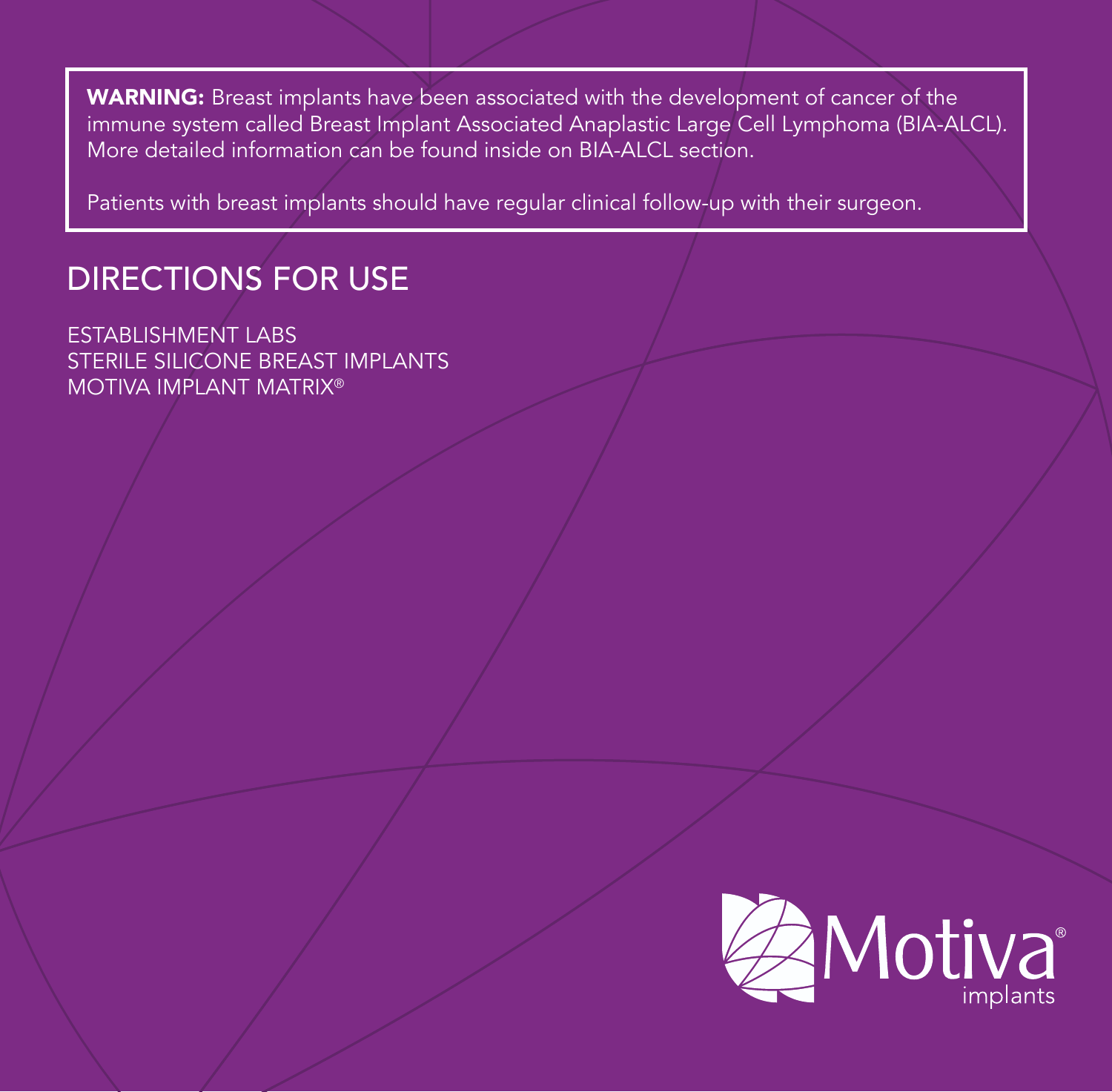**WARNING:** Breast implants have been associated with the development of cancer of the immune system called Breast Implant Associated Anaplastic Large Cell Lymphoma (BIA-ALCL). More detailed information can be found inside on BIA-ALCL section.

Patients with breast implants should have regular clinical follow-up with their surgeon.

# DIRECTIONS FOR USE

ESTABLISHMENT LABS
STERILE SILICONE BREAST IMPLANTS
MOTIVA IMPLANT MATRIX®

Motiva® implants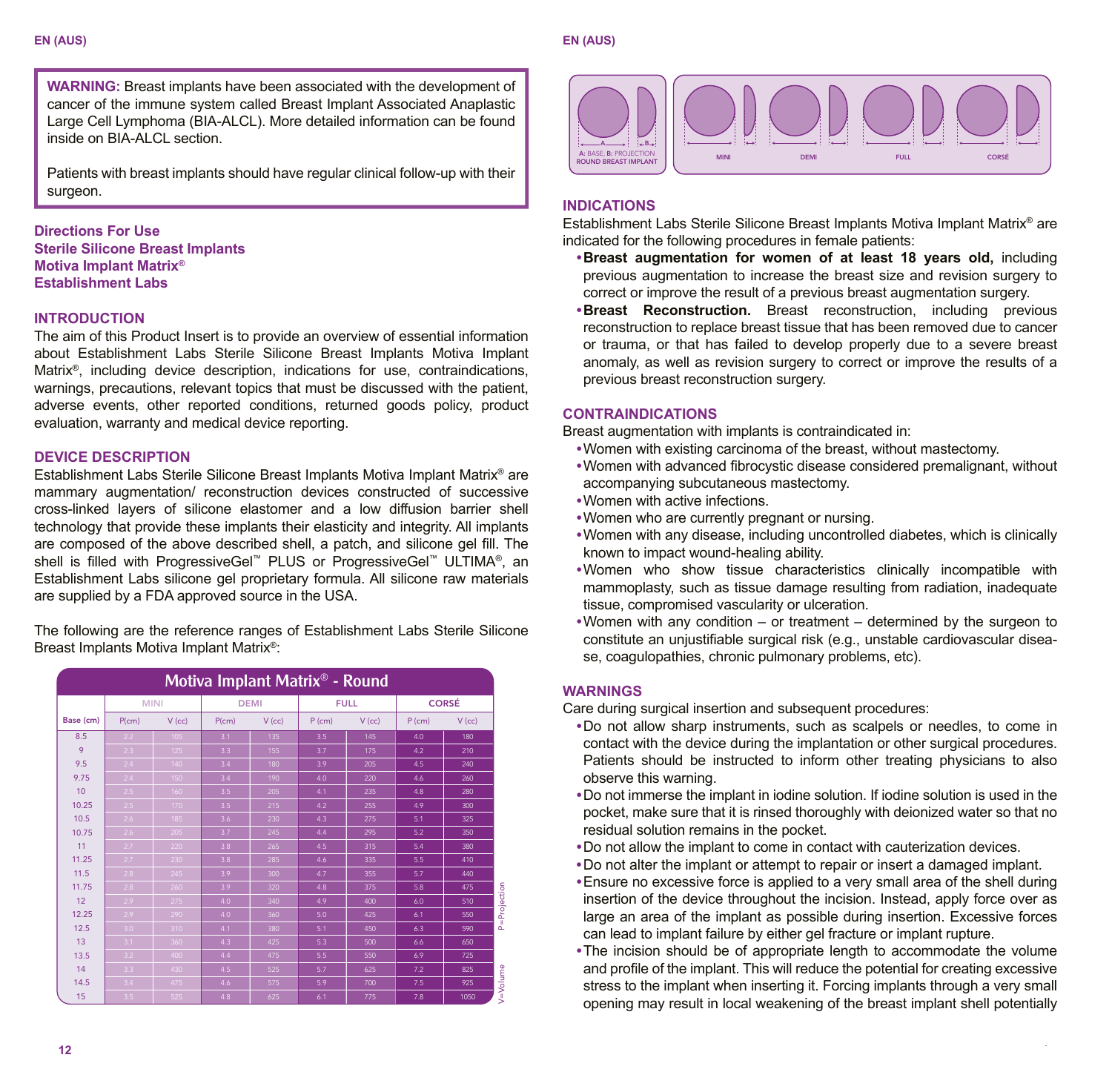**WARNING:** Breast implants have been associated with the development of cancer of the immune system called Breast Implant Associated Anaplastic Large Cell Lymphoma (BIA-ALCL). More detailed information can be found inside on BIA-ALCL section.

Patients with breast implants should have regular clinical follow-up with their surgeon.

**Directions For Use**
**Sterile Silicone Breast Implants**
**Motiva Implant Matrix®**
**Establishment Labs**

## INTRODUCTION

The aim of this Product Insert is to provide an overview of essential information about Establishment Labs Sterile Silicone Breast Implants Motiva Implant Matrix®, including device description, indications for use, contraindications, warnings, precautions, relevant topics that must be discussed with the patient, adverse events, other reported conditions, returned goods policy, product evaluation, warranty and medical device reporting.

## DEVICE DESCRIPTION

Establishment Labs Sterile Silicone Breast Implants Motiva Implant Matrix® are mammary augmentation/ reconstruction devices constructed of successive cross-linked layers of silicone elastomer and a low diffusion barrier shell technology that provide these implants their elasticity and integrity. All implants are composed of the above described shell, a patch, and silicone gel fill. The shell is filled with ProgressiveGel™ PLUS or ProgressiveGel™ ULTIMA®, an Establishment Labs silicone gel proprietary formula. All silicone raw materials are supplied by a FDA approved source in the USA.

The following are the reference ranges of Establishment Labs Sterile Silicone Breast Implants Motiva Implant Matrix®:

**Motiva Implant Matrix® - Round**

| | MINI | | DEMI | | FULL | | CORSÉ | |
|---|---|---|---|---|---|---|---|---|
| Base (cm) | P(cm) | V (cc) | P(cm) | V (cc) | P (cm) | V (cc) | P (cm) | V (cc) |
| 8.5 | 2.2 | 105 | 3.1 | 135 | 3.5 | 145 | 4.0 | 180 |
| 9 | 2.3 | 125 | 3.3 | 155 | 3.7 | 175 | 4.2 | 210 |
| 9.5 | 2.4 | 140 | 3.4 | 180 | 3.9 | 205 | 4.5 | 240 |
| 9.75 | 2.4 | 150 | 3.4 | 190 | 4.0 | 220 | 4.6 | 260 |
| 10 | 2.5 | 160 | 3.5 | 205 | 4.1 | 235 | 4.8 | 280 |
| 10.25 | 2.5 | 170 | 3.5 | 215 | 4.2 | 255 | 4.9 | 300 |
| 10.5 | 2.6 | 185 | 3.6 | 230 | 4.3 | 275 | 5.1 | 325 |
| 10.75 | 2.6 | 205 | 3.7 | 245 | 4.4 | 295 | 5.2 | 350 |
| 11 | 2.7 | 220 | 3.8 | 265 | 4.5 | 315 | 5.4 | 380 |
| 11.25 | 2.7 | 230 | 3.8 | 285 | 4.6 | 335 | 5.5 | 410 |
| 11.5 | 2.8 | 245 | 3.9 | 300 | 4.7 | 355 | 5.7 | 440 |
| 11.75 | 2.8 | 260 | 3.9 | 320 | 4.8 | 375 | 5.8 | 475 |
| 12 | 2.9 | 275 | 4.0 | 340 | 4.9 | 400 | 6.0 | 510 |
| 12.25 | 2.9 | 290 | 4.0 | 360 | 5.0 | 425 | 6.1 | 550 |
| 12.5 | 3.0 | 310 | 4.1 | 380 | 5.1 | 450 | 6.3 | 590 |
| 13 | 3.1 | 360 | 4.3 | 425 | 5.3 | 500 | 6.6 | 650 |
| 13.5 | 3.2 | 400 | 4.4 | 475 | 5.5 | 550 | 6.9 | 725 |
| 14 | 3.3 | 430 | 4.5 | 525 | 5.7 | 625 | 7.2 | 825 |
| 14.5 | 3.4 | 475 | 4.6 | 575 | 5.9 | 700 | 7.5 | 925 |
| 15 | 3.5 | 525 | 4.8 | 625 | 6.1 | 775 | 7.8 | 1050 |

P=Projection V=Volume

A: BASE, B: PROJECTION
ROUND BREAST IMPLANT

MINI DEMI FULL CORSÉ

## INDICATIONS

Establishment Labs Sterile Silicone Breast Implants Motiva Implant Matrix® are indicated for the following procedures in female patients:

- **Breast augmentation for women of at least 18 years old,** including previous augmentation to increase the breast size and revision surgery to correct or improve the result of a previous breast augmentation surgery.
- **Breast Reconstruction.** Breast reconstruction, including previous reconstruction to replace breast tissue that has been removed due to cancer or trauma, or that has failed to develop properly due to a severe breast anomaly, as well as revision surgery to correct or improve the results of a previous breast reconstruction surgery.

## CONTRAINDICATIONS

Breast augmentation with implants is contraindicated in:

- Women with existing carcinoma of the breast, without mastectomy.
- Women with advanced fibrocystic disease considered premalignant, without accompanying subcutaneous mastectomy.
- Women with active infections.
- Women who are currently pregnant or nursing.
- Women with any disease, including uncontrolled diabetes, which is clinically known to impact wound-healing ability.
- Women who show tissue characteristics clinically incompatible with mammoplasty, such as tissue damage resulting from radiation, inadequate tissue, compromised vascularity or ulceration.
- Women with any condition – or treatment – determined by the surgeon to constitute an unjustifiable surgical risk (e.g., unstable cardiovascular disease, coagulopathies, chronic pulmonary problems, etc).

## WARNINGS

Care during surgical insertion and subsequent procedures:

- Do not allow sharp instruments, such as scalpels or needles, to come in contact with the device during the implantation or other surgical procedures. Patients should be instructed to inform other treating physicians to also observe this warning.
- Do not immerse the implant in iodine solution. If iodine solution is used in the pocket, make sure that it is rinsed thoroughly with deionized water so that no residual solution remains in the pocket.
- Do not allow the implant to come in contact with cauterization devices.
- Do not alter the implant or attempt to repair or insert a damaged implant.
- Ensure no excessive force is applied to a very small area of the shell during insertion of the device throughout the incision. Instead, apply force over as large an area of the implant as possible during insertion. Excessive forces can lead to implant failure by either gel fracture or implant rupture.
- The incision should be of appropriate length to accommodate the volume and profile of the implant. This will reduce the potential for creating excessive stress to the implant when inserting it. Forcing implants through a very small opening may result in local weakening of the breast implant shell potentially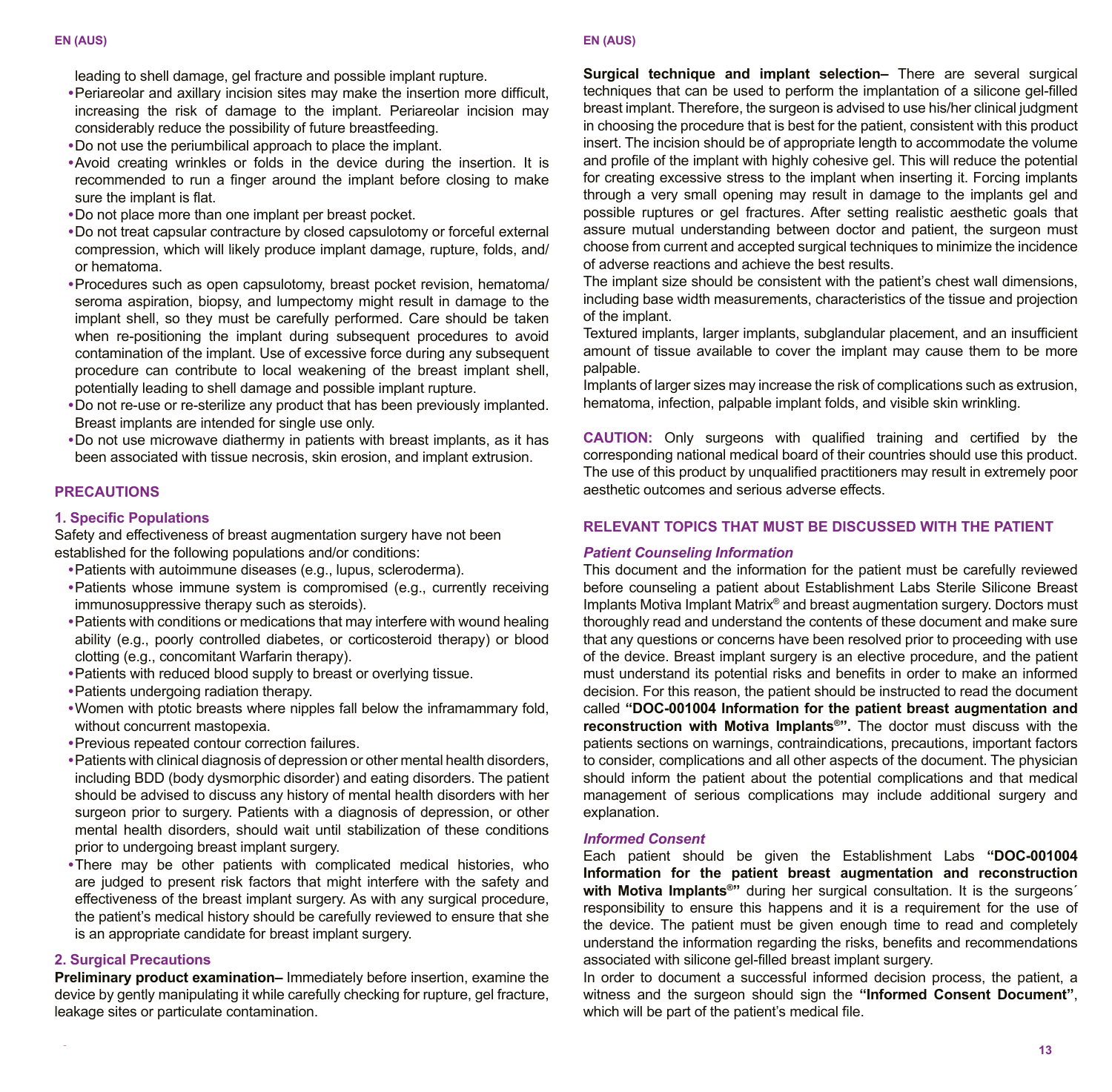leading to shell damage, gel fracture and possible implant rupture.

- Periareolar and axillary incision sites may make the insertion more difficult, increasing the risk of damage to the implant. Periareolar incision may considerably reduce the possibility of future breastfeeding.
- Do not use the periumbilical approach to place the implant.
- Avoid creating wrinkles or folds in the device during the insertion. It is recommended to run a finger around the implant before closing to make sure the implant is flat.
- Do not place more than one implant per breast pocket.
- Do not treat capsular contracture by closed capsulotomy or forceful external compression, which will likely produce implant damage, rupture, folds, and/or hematoma.
- Procedures such as open capsulotomy, breast pocket revision, hematoma/seroma aspiration, biopsy, and lumpectomy might result in damage to the implant shell, so they must be carefully performed. Care should be taken when re-positioning the implant during subsequent procedures to avoid contamination of the implant. Use of excessive force during any subsequent procedure can contribute to local weakening of the breast implant shell, potentially leading to shell damage and possible implant rupture.
- Do not re-use or re-sterilize any product that has been previously implanted. Breast implants are intended for single use only.
- Do not use microwave diathermy in patients with breast implants, as it has been associated with tissue necrosis, skin erosion, and implant extrusion.

## PRECAUTIONS

### 1. Specific Populations

Safety and effectiveness of breast augmentation surgery have not been established for the following populations and/or conditions:

- Patients with autoimmune diseases (e.g., lupus, scleroderma).
- Patients whose immune system is compromised (e.g., currently receiving immunosuppressive therapy such as steroids).
- Patients with conditions or medications that may interfere with wound healing ability (e.g., poorly controlled diabetes, or corticosteroid therapy) or blood clotting (e.g., concomitant Warfarin therapy).
- Patients with reduced blood supply to breast or overlying tissue.
- Patients undergoing radiation therapy.
- Women with ptotic breasts where nipples fall below the inframammary fold, without concurrent mastopexia.
- Previous repeated contour correction failures.
- Patients with clinical diagnosis of depression or other mental health disorders, including BDD (body dysmorphic disorder) and eating disorders. The patient should be advised to discuss any history of mental health disorders with her surgeon prior to surgery. Patients with a diagnosis of depression, or other mental health disorders, should wait until stabilization of these conditions prior to undergoing breast implant surgery.
- There may be other patients with complicated medical histories, who are judged to present risk factors that might interfere with the safety and effectiveness of the breast implant surgery. As with any surgical procedure, the patient's medical history should be carefully reviewed to ensure that she is an appropriate candidate for breast implant surgery.

### 2. Surgical Precautions

**Preliminary product examination–** Immediately before insertion, examine the device by gently manipulating it while carefully checking for rupture, gel fracture, leakage sites or particulate contamination.

**Surgical technique and implant selection–** There are several surgical techniques that can be used to perform the implantation of a silicone gel-filled breast implant. Therefore, the surgeon is advised to use his/her clinical judgment in choosing the procedure that is best for the patient, consistent with this product insert. The incision should be of appropriate length to accommodate the volume and profile of the implant with highly cohesive gel. This will reduce the potential for creating excessive stress to the implant when inserting it. Forcing implants through a very small opening may result in damage to the implants gel and possible ruptures or gel fractures. After setting realistic aesthetic goals that assure mutual understanding between doctor and patient, the surgeon must choose from current and accepted surgical techniques to minimize the incidence of adverse reactions and achieve the best results.

The implant size should be consistent with the patient's chest wall dimensions, including base width measurements, characteristics of the tissue and projection of the implant.

Textured implants, larger implants, subglandular placement, and an insufficient amount of tissue available to cover the implant may cause them to be more palpable.

Implants of larger sizes may increase the risk of complications such as extrusion, hematoma, infection, palpable implant folds, and visible skin wrinkling.

**CAUTION:** Only surgeons with qualified training and certified by the corresponding national medical board of their countries should use this product. The use of this product by unqualified practitioners may result in extremely poor aesthetic outcomes and serious adverse effects.

## RELEVANT TOPICS THAT MUST BE DISCUSSED WITH THE PATIENT

### *Patient Counseling Information*

This document and the information for the patient must be carefully reviewed before counseling a patient about Establishment Labs Sterile Silicone Breast Implants Motiva Implant Matrix® and breast augmentation surgery. Doctors must thoroughly read and understand the contents of these document and make sure that any questions or concerns have been resolved prior to proceeding with use of the device. Breast implant surgery is an elective procedure, and the patient must understand its potential risks and benefits in order to make an informed decision. For this reason, the patient should be instructed to read the document called **"DOC-001004 Information for the patient breast augmentation and reconstruction with Motiva Implants®".** The doctor must discuss with the patients sections on warnings, contraindications, precautions, important factors to consider, complications and all other aspects of the document. The physician should inform the patient about the potential complications and that medical management of serious complications may include additional surgery and explanation.

### *Informed Consent*

Each patient should be given the Establishment Labs **"DOC-001004 Information for the patient breast augmentation and reconstruction with Motiva Implants®"** during her surgical consultation. It is the surgeons´ responsibility to ensure this happens and it is a requirement for the use of the device. The patient must be given enough time to read and completely understand the information regarding the risks, benefits and recommendations associated with silicone gel-filled breast implant surgery.

In order to document a successful informed decision process, the patient, a witness and the surgeon should sign the **"Informed Consent Document"**, which will be part of the patient's medical file.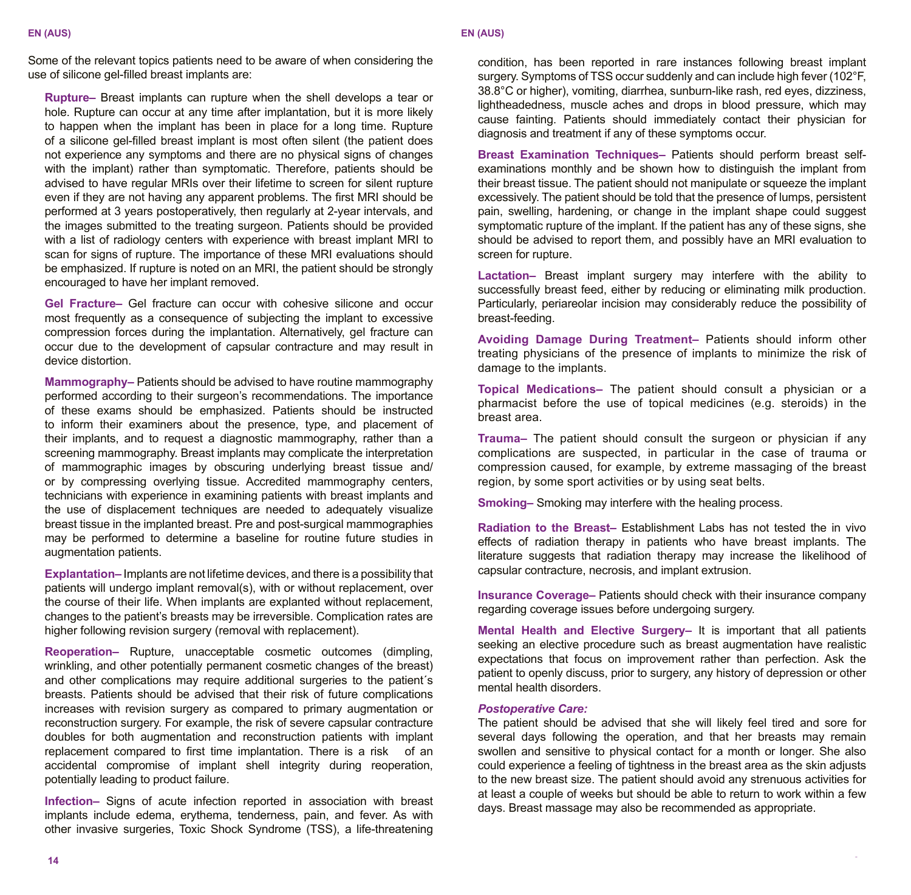Some of the relevant topics patients need to be aware of when considering the use of silicone gel-filled breast implants are:

**Rupture–** Breast implants can rupture when the shell develops a tear or hole. Rupture can occur at any time after implantation, but it is more likely to happen when the implant has been in place for a long time. Rupture of a silicone gel-filled breast implant is most often silent (the patient does not experience any symptoms and there are no physical signs of changes with the implant) rather than symptomatic. Therefore, patients should be advised to have regular MRIs over their lifetime to screen for silent rupture even if they are not having any apparent problems. The first MRI should be performed at 3 years postoperatively, then regularly at 2-year intervals, and the images submitted to the treating surgeon. Patients should be provided with a list of radiology centers with experience with breast implant MRI to scan for signs of rupture. The importance of these MRI evaluations should be emphasized. If rupture is noted on an MRI, the patient should be strongly encouraged to have her implant removed.

**Gel Fracture–** Gel fracture can occur with cohesive silicone and occur most frequently as a consequence of subjecting the implant to excessive compression forces during the implantation. Alternatively, gel fracture can occur due to the development of capsular contracture and may result in device distortion.

**Mammography–** Patients should be advised to have routine mammography performed according to their surgeon's recommendations. The importance of these exams should be emphasized. Patients should be instructed to inform their examiners about the presence, type, and placement of their implants, and to request a diagnostic mammography, rather than a screening mammography. Breast implants may complicate the interpretation of mammographic images by obscuring underlying breast tissue and/or by compressing overlying tissue. Accredited mammography centers, technicians with experience in examining patients with breast implants and the use of displacement techniques are needed to adequately visualize breast tissue in the implanted breast. Pre and post-surgical mammographies may be performed to determine a baseline for routine future studies in augmentation patients.

**Explantation–** Implants are not lifetime devices, and there is a possibility that patients will undergo implant removal(s), with or without replacement, over the course of their life. When implants are explanted without replacement, changes to the patient's breasts may be irreversible. Complication rates are higher following revision surgery (removal with replacement).

**Reoperation–** Rupture, unacceptable cosmetic outcomes (dimpling, wrinkling, and other potentially permanent cosmetic changes of the breast) and other complications may require additional surgeries to the patient´s breasts. Patients should be advised that their risk of future complications increases with revision surgery as compared to primary augmentation or reconstruction surgery. For example, the risk of severe capsular contracture doubles for both augmentation and reconstruction patients with implant replacement compared to first time implantation. There is a risk of an accidental compromise of implant shell integrity during reoperation, potentially leading to product failure.

**Infection–** Signs of acute infection reported in association with breast implants include edema, erythema, tenderness, pain, and fever. As with other invasive surgeries, Toxic Shock Syndrome (TSS), a life-threatening condition, has been reported in rare instances following breast implant surgery. Symptoms of TSS occur suddenly and can include high fever (102°F, 38.8°C or higher), vomiting, diarrhea, sunburn-like rash, red eyes, dizziness, lightheadedness, muscle aches and drops in blood pressure, which may cause fainting. Patients should immediately contact their physician for diagnosis and treatment if any of these symptoms occur.

**Breast Examination Techniques–** Patients should perform breast self-examinations monthly and be shown how to distinguish the implant from their breast tissue. The patient should not manipulate or squeeze the implant excessively. The patient should be told that the presence of lumps, persistent pain, swelling, hardening, or change in the implant shape could suggest symptomatic rupture of the implant. If the patient has any of these signs, she should be advised to report them, and possibly have an MRI evaluation to screen for rupture.

**Lactation–** Breast implant surgery may interfere with the ability to successfully breast feed, either by reducing or eliminating milk production. Particularly, periareolar incision may considerably reduce the possibility of breast-feeding.

**Avoiding Damage During Treatment–** Patients should inform other treating physicians of the presence of implants to minimize the risk of damage to the implants.

**Topical Medications–** The patient should consult a physician or a pharmacist before the use of topical medicines (e.g. steroids) in the breast area.

**Trauma–** The patient should consult the surgeon or physician if any complications are suspected, in particular in the case of trauma or compression caused, for example, by extreme massaging of the breast region, by some sport activities or by using seat belts.

**Smoking–** Smoking may interfere with the healing process.

**Radiation to the Breast–** Establishment Labs has not tested the in vivo effects of radiation therapy in patients who have breast implants. The literature suggests that radiation therapy may increase the likelihood of capsular contracture, necrosis, and implant extrusion.

**Insurance Coverage–** Patients should check with their insurance company regarding coverage issues before undergoing surgery.

**Mental Health and Elective Surgery–** It is important that all patients seeking an elective procedure such as breast augmentation have realistic expectations that focus on improvement rather than perfection. Ask the patient to openly discuss, prior to surgery, any history of depression or other mental health disorders.

***Postoperative Care:***

The patient should be advised that she will likely feel tired and sore for several days following the operation, and that her breasts may remain swollen and sensitive to physical contact for a month or longer. She also could experience a feeling of tightness in the breast area as the skin adjusts to the new breast size. The patient should avoid any strenuous activities for at least a couple of weeks but should be able to return to work within a few days. Breast massage may also be recommended as appropriate.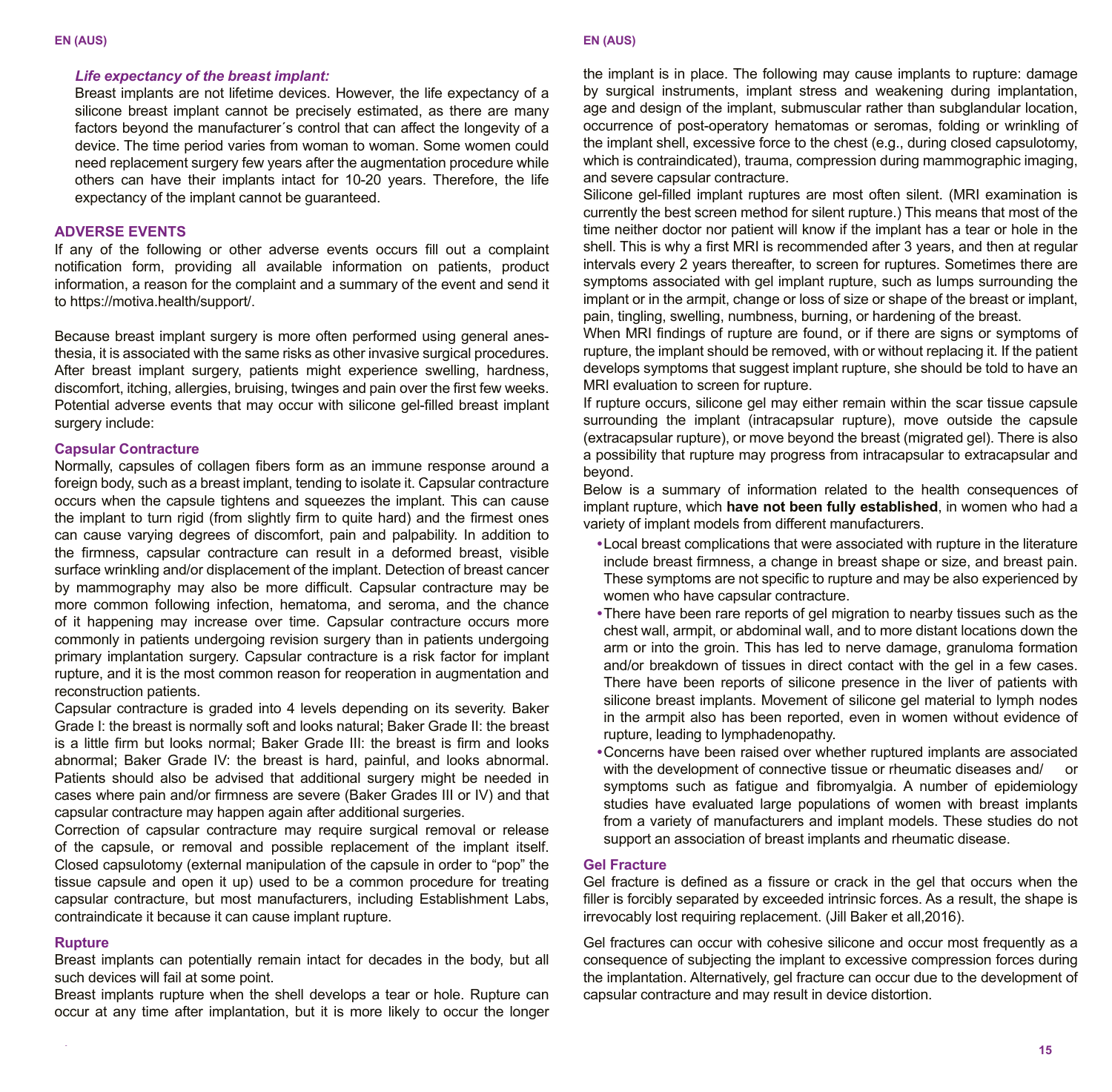*Life expectancy of the breast implant:*

Breast implants are not lifetime devices. However, the life expectancy of a silicone breast implant cannot be precisely estimated, as there are many factors beyond the manufacturer´s control that can affect the longevity of a device. The time period varies from woman to woman. Some women could need replacement surgery few years after the augmentation procedure while others can have their implants intact for 10-20 years. Therefore, the life expectancy of the implant cannot be guaranteed.

## ADVERSE EVENTS

If any of the following or other adverse events occurs fill out a complaint notification form, providing all available information on patients, product information, a reason for the complaint and a summary of the event and send it to https://motiva.health/support/.

Because breast implant surgery is more often performed using general anesthesia, it is associated with the same risks as other invasive surgical procedures. After breast implant surgery, patients might experience swelling, hardness, discomfort, itching, allergies, bruising, twinges and pain over the first few weeks. Potential adverse events that may occur with silicone gel-filled breast implant surgery include:

### Capsular Contracture

Normally, capsules of collagen fibers form as an immune response around a foreign body, such as a breast implant, tending to isolate it. Capsular contracture occurs when the capsule tightens and squeezes the implant. This can cause the implant to turn rigid (from slightly firm to quite hard) and the firmest ones can cause varying degrees of discomfort, pain and palpability. In addition to the firmness, capsular contracture can result in a deformed breast, visible surface wrinkling and/or displacement of the implant. Detection of breast cancer by mammography may also be more difficult. Capsular contracture may be more common following infection, hematoma, and seroma, and the chance of it happening may increase over time. Capsular contracture occurs more commonly in patients undergoing revision surgery than in patients undergoing primary implantation surgery. Capsular contracture is a risk factor for implant rupture, and it is the most common reason for reoperation in augmentation and reconstruction patients.

Capsular contracture is graded into 4 levels depending on its severity. Baker Grade I: the breast is normally soft and looks natural; Baker Grade II: the breast is a little firm but looks normal; Baker Grade III: the breast is firm and looks abnormal; Baker Grade IV: the breast is hard, painful, and looks abnormal. Patients should also be advised that additional surgery might be needed in cases where pain and/or firmness are severe (Baker Grades III or IV) and that capsular contracture may happen again after additional surgeries.

Correction of capsular contracture may require surgical removal or release of the capsule, or removal and possible replacement of the implant itself. Closed capsulotomy (external manipulation of the capsule in order to "pop" the tissue capsule and open it up) used to be a common procedure for treating capsular contracture, but most manufacturers, including Establishment Labs, contraindicate it because it can cause implant rupture.

### Rupture

Breast implants can potentially remain intact for decades in the body, but all such devices will fail at some point.

Breast implants rupture when the shell develops a tear or hole. Rupture can occur at any time after implantation, but it is more likely to occur the longer the implant is in place. The following may cause implants to rupture: damage by surgical instruments, implant stress and weakening during implantation, age and design of the implant, submuscular rather than subglandular location, occurrence of post-operatory hematomas or seromas, folding or wrinkling of the implant shell, excessive force to the chest (e.g., during closed capsulotomy, which is contraindicated), trauma, compression during mammographic imaging, and severe capsular contracture.

Silicone gel-filled implant ruptures are most often silent. (MRI examination is currently the best screen method for silent rupture.) This means that most of the time neither doctor nor patient will know if the implant has a tear or hole in the shell. This is why a first MRI is recommended after 3 years, and then at regular intervals every 2 years thereafter, to screen for ruptures. Sometimes there are symptoms associated with gel implant rupture, such as lumps surrounding the implant or in the armpit, change or loss of size or shape of the breast or implant, pain, tingling, swelling, numbness, burning, or hardening of the breast.

When MRI findings of rupture are found, or if there are signs or symptoms of rupture, the implant should be removed, with or without replacing it. If the patient develops symptoms that suggest implant rupture, she should be told to have an MRI evaluation to screen for rupture.

If rupture occurs, silicone gel may either remain within the scar tissue capsule surrounding the implant (intracapsular rupture), move outside the capsule (extracapsular rupture), or move beyond the breast (migrated gel). There is also a possibility that rupture may progress from intracapsular to extracapsular and beyond.

Below is a summary of information related to the health consequences of implant rupture, which **have not been fully established**, in women who had a variety of implant models from different manufacturers.

- Local breast complications that were associated with rupture in the literature include breast firmness, a change in breast shape or size, and breast pain. These symptoms are not specific to rupture and may be also experienced by women who have capsular contracture.
- There have been rare reports of gel migration to nearby tissues such as the chest wall, armpit, or abdominal wall, and to more distant locations down the arm or into the groin. This has led to nerve damage, granuloma formation and/or breakdown of tissues in direct contact with the gel in a few cases. There have been reports of silicone presence in the liver of patients with silicone breast implants. Movement of silicone gel material to lymph nodes in the armpit also has been reported, even in women without evidence of rupture, leading to lymphadenopathy.
- Concerns have been raised over whether ruptured implants are associated with the development of connective tissue or rheumatic diseases and/ or symptoms such as fatigue and fibromyalgia. A number of epidemiology studies have evaluated large populations of women with breast implants from a variety of manufacturers and implant models. These studies do not support an association of breast implants and rheumatic disease.

### Gel Fracture

Gel fracture is defined as a fissure or crack in the gel that occurs when the filler is forcibly separated by exceeded intrinsic forces. As a result, the shape is irrevocably lost requiring replacement. (Jill Baker et all,2016).

Gel fractures can occur with cohesive silicone and occur most frequently as a consequence of subjecting the implant to excessive compression forces during the implantation. Alternatively, gel fracture can occur due to the development of capsular contracture and may result in device distortion.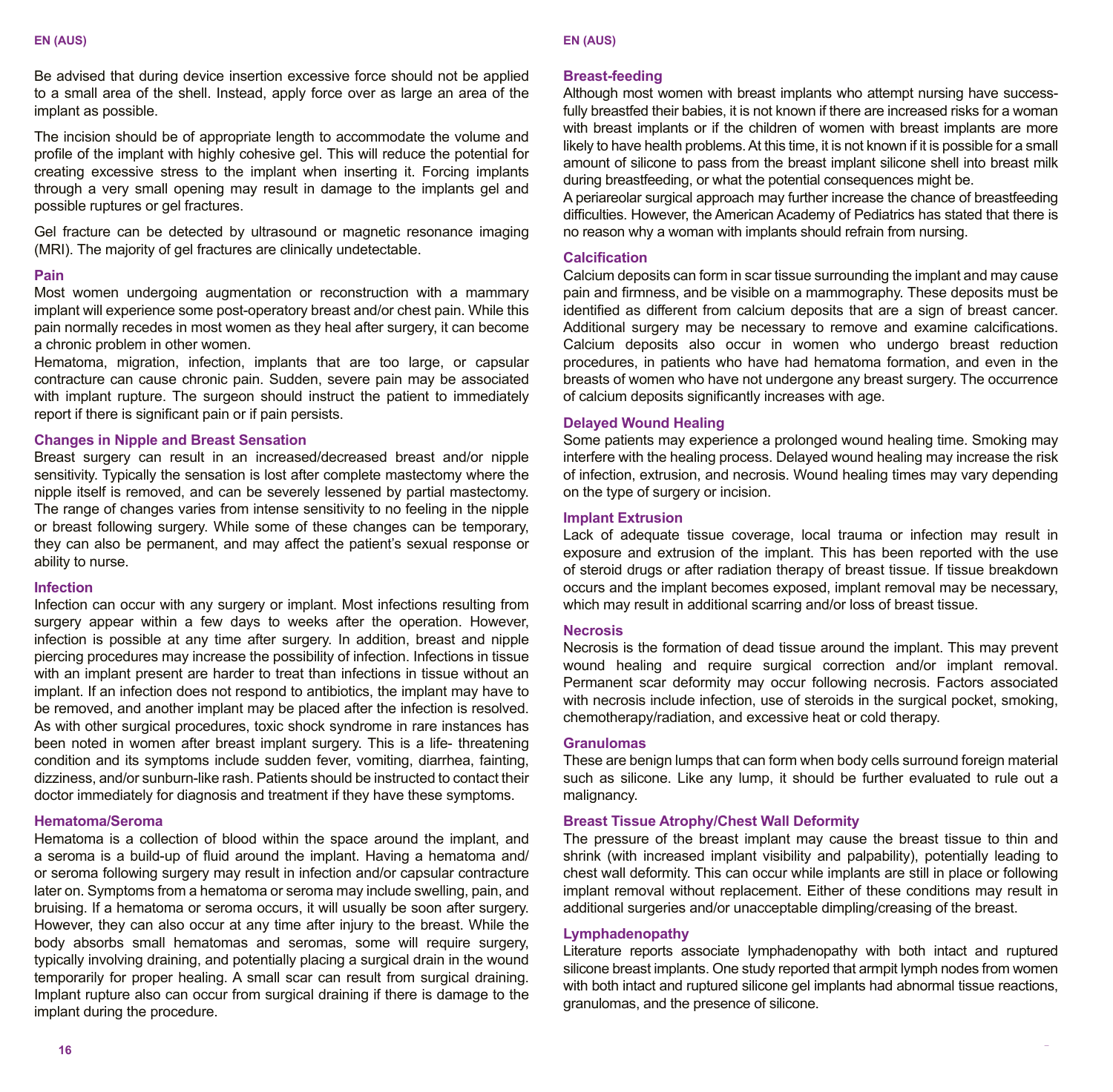Be advised that during device insertion excessive force should not be applied to a small area of the shell. Instead, apply force over as large an area of the implant as possible.

The incision should be of appropriate length to accommodate the volume and profile of the implant with highly cohesive gel. This will reduce the potential for creating excessive stress to the implant when inserting it. Forcing implants through a very small opening may result in damage to the implants gel and possible ruptures or gel fractures.

Gel fracture can be detected by ultrasound or magnetic resonance imaging (MRI). The majority of gel fractures are clinically undetectable.

### Pain

Most women undergoing augmentation or reconstruction with a mammary implant will experience some post-operatory breast and/or chest pain. While this pain normally recedes in most women as they heal after surgery, it can become a chronic problem in other women.

Hematoma, migration, infection, implants that are too large, or capsular contracture can cause chronic pain. Sudden, severe pain may be associated with implant rupture. The surgeon should instruct the patient to immediately report if there is significant pain or if pain persists.

### Changes in Nipple and Breast Sensation

Breast surgery can result in an increased/decreased breast and/or nipple sensitivity. Typically the sensation is lost after complete mastectomy where the nipple itself is removed, and can be severely lessened by partial mastectomy. The range of changes varies from intense sensitivity to no feeling in the nipple or breast following surgery. While some of these changes can be temporary, they can also be permanent, and may affect the patient's sexual response or ability to nurse.

### Infection

Infection can occur with any surgery or implant. Most infections resulting from surgery appear within a few days to weeks after the operation. However, infection is possible at any time after surgery. In addition, breast and nipple piercing procedures may increase the possibility of infection. Infections in tissue with an implant present are harder to treat than infections in tissue without an implant. If an infection does not respond to antibiotics, the implant may have to be removed, and another implant may be placed after the infection is resolved. As with other surgical procedures, toxic shock syndrome in rare instances has been noted in women after breast implant surgery. This is a life- threatening condition and its symptoms include sudden fever, vomiting, diarrhea, fainting, dizziness, and/or sunburn-like rash. Patients should be instructed to contact their doctor immediately for diagnosis and treatment if they have these symptoms.

### Hematoma/Seroma

Hematoma is a collection of blood within the space around the implant, and a seroma is a build-up of fluid around the implant. Having a hematoma and/or seroma following surgery may result in infection and/or capsular contracture later on. Symptoms from a hematoma or seroma may include swelling, pain, and bruising. If a hematoma or seroma occurs, it will usually be soon after surgery. However, they can also occur at any time after injury to the breast. While the body absorbs small hematomas and seromas, some will require surgery, typically involving draining, and potentially placing a surgical drain in the wound temporarily for proper healing. A small scar can result from surgical draining. Implant rupture also can occur from surgical draining if there is damage to the implant during the procedure.

### Breast-feeding

Although most women with breast implants who attempt nursing have successfully breastfed their babies, it is not known if there are increased risks for a woman with breast implants or if the children of women with breast implants are more likely to have health problems. At this time, it is not known if it is possible for a small amount of silicone to pass from the breast implant silicone shell into breast milk during breastfeeding, or what the potential consequences might be.

A periareolar surgical approach may further increase the chance of breastfeeding difficulties. However, the American Academy of Pediatrics has stated that there is no reason why a woman with implants should refrain from nursing.

### Calcification

Calcium deposits can form in scar tissue surrounding the implant and may cause pain and firmness, and be visible on a mammography. These deposits must be identified as different from calcium deposits that are a sign of breast cancer. Additional surgery may be necessary to remove and examine calcifications. Calcium deposits also occur in women who undergo breast reduction procedures, in patients who have had hematoma formation, and even in the breasts of women who have not undergone any breast surgery. The occurrence of calcium deposits significantly increases with age.

### Delayed Wound Healing

Some patients may experience a prolonged wound healing time. Smoking may interfere with the healing process. Delayed wound healing may increase the risk of infection, extrusion, and necrosis. Wound healing times may vary depending on the type of surgery or incision.

### Implant Extrusion

Lack of adequate tissue coverage, local trauma or infection may result in exposure and extrusion of the implant. This has been reported with the use of steroid drugs or after radiation therapy of breast tissue. If tissue breakdown occurs and the implant becomes exposed, implant removal may be necessary, which may result in additional scarring and/or loss of breast tissue.

### Necrosis

Necrosis is the formation of dead tissue around the implant. This may prevent wound healing and require surgical correction and/or implant removal. Permanent scar deformity may occur following necrosis. Factors associated with necrosis include infection, use of steroids in the surgical pocket, smoking, chemotherapy/radiation, and excessive heat or cold therapy.

### Granulomas

These are benign lumps that can form when body cells surround foreign material such as silicone. Like any lump, it should be further evaluated to rule out a malignancy.

### Breast Tissue Atrophy/Chest Wall Deformity

The pressure of the breast implant may cause the breast tissue to thin and shrink (with increased implant visibility and palpability), potentially leading to chest wall deformity. This can occur while implants are still in place or following implant removal without replacement. Either of these conditions may result in additional surgeries and/or unacceptable dimpling/creasing of the breast.

### Lymphadenopathy

Literature reports associate lymphadenopathy with both intact and ruptured silicone breast implants. One study reported that armpit lymph nodes from women with both intact and ruptured silicone gel implants had abnormal tissue reactions, granulomas, and the presence of silicone.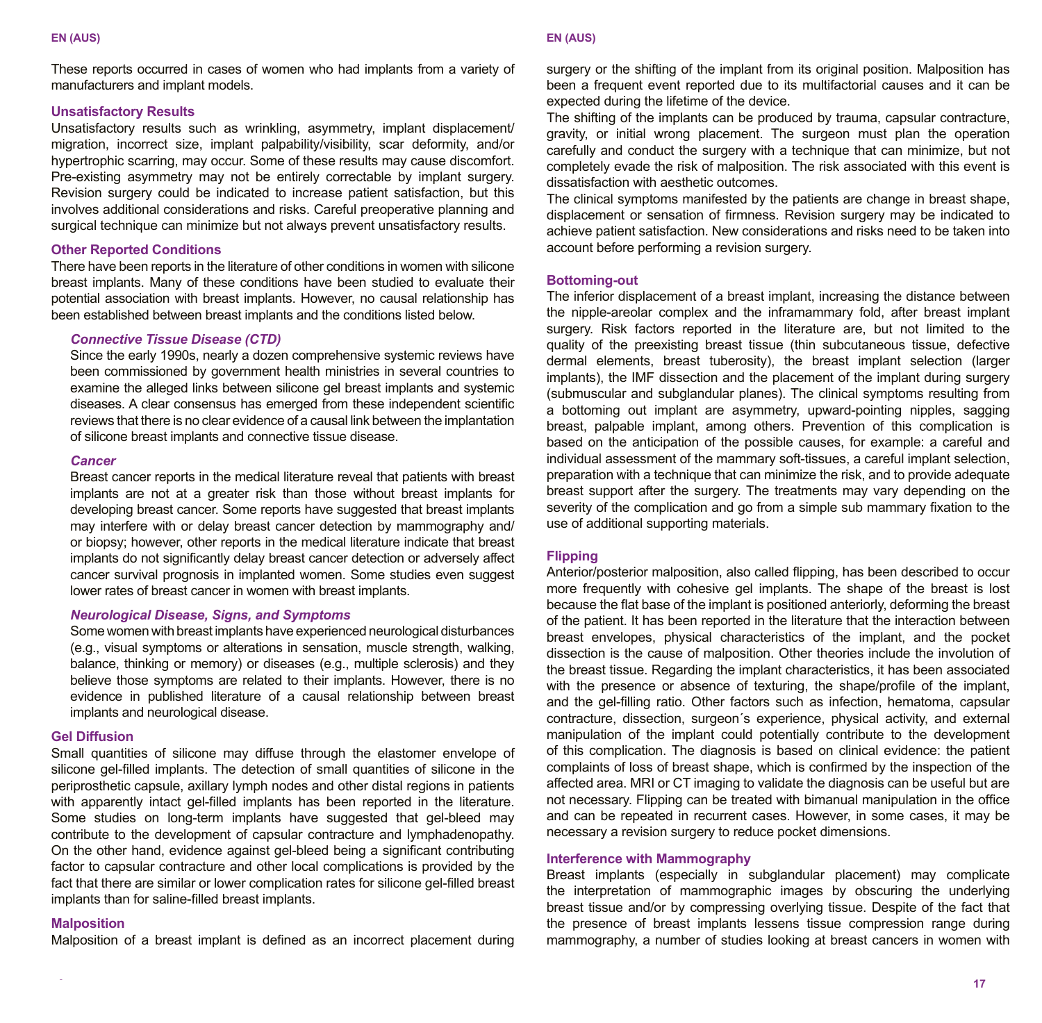These reports occurred in cases of women who had implants from a variety of manufacturers and implant models.

### Unsatisfactory Results

Unsatisfactory results such as wrinkling, asymmetry, implant displacement/ migration, incorrect size, implant palpability/visibility, scar deformity, and/or hypertrophic scarring, may occur. Some of these results may cause discomfort. Pre-existing asymmetry may not be entirely correctable by implant surgery. Revision surgery could be indicated to increase patient satisfaction, but this involves additional considerations and risks. Careful preoperative planning and surgical technique can minimize but not always prevent unsatisfactory results.

### Other Reported Conditions

There have been reports in the literature of other conditions in women with silicone breast implants. Many of these conditions have been studied to evaluate their potential association with breast implants. However, no causal relationship has been established between breast implants and the conditions listed below.

#### *Connective Tissue Disease (CTD)*

Since the early 1990s, nearly a dozen comprehensive systemic reviews have been commissioned by government health ministries in several countries to examine the alleged links between silicone gel breast implants and systemic diseases. A clear consensus has emerged from these independent scientific reviews that there is no clear evidence of a causal link between the implantation of silicone breast implants and connective tissue disease.

#### *Cancer*

Breast cancer reports in the medical literature reveal that patients with breast implants are not at a greater risk than those without breast implants for developing breast cancer. Some reports have suggested that breast implants may interfere with or delay breast cancer detection by mammography and/ or biopsy; however, other reports in the medical literature indicate that breast implants do not significantly delay breast cancer detection or adversely affect cancer survival prognosis in implanted women. Some studies even suggest lower rates of breast cancer in women with breast implants.

#### *Neurological Disease, Signs, and Symptoms*

Some women with breast implants have experienced neurological disturbances (e.g., visual symptoms or alterations in sensation, muscle strength, walking, balance, thinking or memory) or diseases (e.g., multiple sclerosis) and they believe those symptoms are related to their implants. However, there is no evidence in published literature of a causal relationship between breast implants and neurological disease.

### Gel Diffusion

Small quantities of silicone may diffuse through the elastomer envelope of silicone gel-filled implants. The detection of small quantities of silicone in the periprosthetic capsule, axillary lymph nodes and other distal regions in patients with apparently intact gel-filled implants has been reported in the literature. Some studies on long-term implants have suggested that gel-bleed may contribute to the development of capsular contracture and lymphadenopathy. On the other hand, evidence against gel-bleed being a significant contributing factor to capsular contracture and other local complications is provided by the fact that there are similar or lower complication rates for silicone gel-filled breast implants than for saline-filled breast implants.

### Malposition

Malposition of a breast implant is defined as an incorrect placement during surgery or the shifting of the implant from its original position. Malposition has been a frequent event reported due to its multifactorial causes and it can be expected during the lifetime of the device.

The shifting of the implants can be produced by trauma, capsular contracture, gravity, or initial wrong placement. The surgeon must plan the operation carefully and conduct the surgery with a technique that can minimize, but not completely evade the risk of malposition. The risk associated with this event is dissatisfaction with aesthetic outcomes.

The clinical symptoms manifested by the patients are change in breast shape, displacement or sensation of firmness. Revision surgery may be indicated to achieve patient satisfaction. New considerations and risks need to be taken into account before performing a revision surgery.

### Bottoming-out

The inferior displacement of a breast implant, increasing the distance between the nipple-areolar complex and the inframammary fold, after breast implant surgery. Risk factors reported in the literature are, but not limited to the quality of the preexisting breast tissue (thin subcutaneous tissue, defective dermal elements, breast tuberosity), the breast implant selection (larger implants), the IMF dissection and the placement of the implant during surgery (submuscular and subglandular planes). The clinical symptoms resulting from a bottoming out implant are asymmetry, upward-pointing nipples, sagging breast, palpable implant, among others. Prevention of this complication is based on the anticipation of the possible causes, for example: a careful and individual assessment of the mammary soft-tissues, a careful implant selection, preparation with a technique that can minimize the risk, and to provide adequate breast support after the surgery. The treatments may vary depending on the severity of the complication and go from a simple sub mammary fixation to the use of additional supporting materials.

### Flipping

Anterior/posterior malposition, also called flipping, has been described to occur more frequently with cohesive gel implants. The shape of the breast is lost because the flat base of the implant is positioned anteriorly, deforming the breast of the patient. It has been reported in the literature that the interaction between breast envelopes, physical characteristics of the implant, and the pocket dissection is the cause of malposition. Other theories include the involution of the breast tissue. Regarding the implant characteristics, it has been associated with the presence or absence of texturing, the shape/profile of the implant, and the gel-filling ratio. Other factors such as infection, hematoma, capsular contracture, dissection, surgeon´s experience, physical activity, and external manipulation of the implant could potentially contribute to the development of this complication. The diagnosis is based on clinical evidence: the patient complaints of loss of breast shape, which is confirmed by the inspection of the affected area. MRI or CT imaging to validate the diagnosis can be useful but are not necessary. Flipping can be treated with bimanual manipulation in the office and can be repeated in recurrent cases. However, in some cases, it may be necessary a revision surgery to reduce pocket dimensions.

### Interference with Mammography

Breast implants (especially in subglandular placement) may complicate the interpretation of mammographic images by obscuring the underlying breast tissue and/or by compressing overlying tissue. Despite of the fact that the presence of breast implants lessens tissue compression range during mammography, a number of studies looking at breast cancers in women with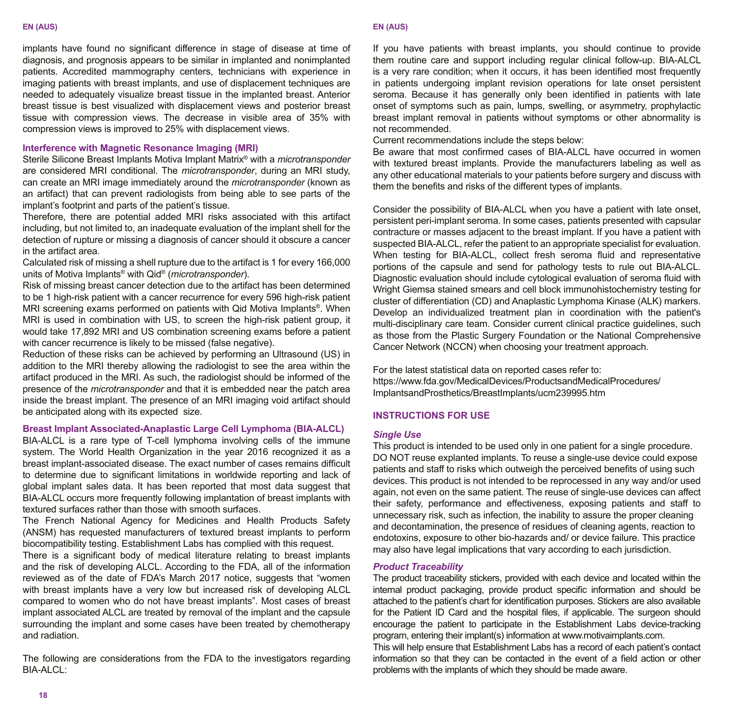implants have found no significant difference in stage of disease at time of diagnosis, and prognosis appears to be similar in implanted and nonimplanted patients. Accredited mammography centers, technicians with experience in imaging patients with breast implants, and use of displacement techniques are needed to adequately visualize breast tissue in the implanted breast. Anterior breast tissue is best visualized with displacement views and posterior breast tissue with compression views. The decrease in visible area of 35% with compression views is improved to 25% with displacement views.

### Interference with Magnetic Resonance Imaging (MRI)

Sterile Silicone Breast Implants Motiva Implant Matrix® with a *microtransponder* are considered MRI conditional. The *microtransponder*, during an MRI study, can create an MRI image immediately around the *microtransponder* (known as an artifact) that can prevent radiologists from being able to see parts of the implant's footprint and parts of the patient's tissue.

Therefore, there are potential added MRI risks associated with this artifact including, but not limited to, an inadequate evaluation of the implant shell for the detection of rupture or missing a diagnosis of cancer should it obscure a cancer in the artifact area.

Calculated risk of missing a shell rupture due to the artifact is 1 for every 166,000 units of Motiva Implants® with Qid® (*microtransponder*).

Risk of missing breast cancer detection due to the artifact has been determined to be 1 high-risk patient with a cancer recurrence for every 596 high-risk patient MRI screening exams performed on patients with Qid Motiva Implants®. When MRI is used in combination with US, to screen the high-risk patient group, it would take 17,892 MRI and US combination screening exams before a patient with cancer recurrence is likely to be missed (false negative).

Reduction of these risks can be achieved by performing an Ultrasound (US) in addition to the MRI thereby allowing the radiologist to see the area within the artifact produced in the MRI. As such, the radiologist should be informed of the presence of the *microtransponder* and that it is embedded near the patch area inside the breast implant. The presence of an MRI imaging void artifact should be anticipated along with its expected size.

### Breast Implant Associated-Anaplastic Large Cell Lymphoma (BIA-ALCL)

BIA-ALCL is a rare type of T-cell lymphoma involving cells of the immune system. The World Health Organization in the year 2016 recognized it as a breast implant-associated disease. The exact number of cases remains difficult to determine due to significant limitations in worldwide reporting and lack of global implant sales data. It has been reported that most data suggest that BIA-ALCL occurs more frequently following implantation of breast implants with textured surfaces rather than those with smooth surfaces.

The French National Agency for Medicines and Health Products Safety (ANSM) has requested manufacturers of textured breast implants to perform biocompatibility testing. Establishment Labs has complied with this request.

There is a significant body of medical literature relating to breast implants and the risk of developing ALCL. According to the FDA, all of the information reviewed as of the date of FDA's March 2017 notice, suggests that "women with breast implants have a very low but increased risk of developing ALCL compared to women who do not have breast implants". Most cases of breast implant associated ALCL are treated by removal of the implant and the capsule surrounding the implant and some cases have been treated by chemotherapy and radiation.

The following are considerations from the FDA to the investigators regarding BIA-ALCL:

If you have patients with breast implants, you should continue to provide them routine care and support including regular clinical follow-up. BIA-ALCL is a very rare condition; when it occurs, it has been identified most frequently in patients undergoing implant revision operations for late onset persistent seroma. Because it has generally only been identified in patients with late onset of symptoms such as pain, lumps, swelling, or asymmetry, prophylactic breast implant removal in patients without symptoms or other abnormality is not recommended.

Current recommendations include the steps below:

Be aware that most confirmed cases of BIA-ALCL have occurred in women with textured breast implants. Provide the manufacturers labeling as well as any other educational materials to your patients before surgery and discuss with them the benefits and risks of the different types of implants.

Consider the possibility of BIA-ALCL when you have a patient with late onset, persistent peri-implant seroma. In some cases, patients presented with capsular contracture or masses adjacent to the breast implant. If you have a patient with suspected BIA-ALCL, refer the patient to an appropriate specialist for evaluation. When testing for BIA-ALCL, collect fresh seroma fluid and representative portions of the capsule and send for pathology tests to rule out BIA-ALCL. Diagnostic evaluation should include cytological evaluation of seroma fluid with Wright Giemsa stained smears and cell block immunohistochemistry testing for cluster of differentiation (CD) and Anaplastic Lymphoma Kinase (ALK) markers. Develop an individualized treatment plan in coordination with the patient's multi-disciplinary care team. Consider current clinical practice guidelines, such as those from the Plastic Surgery Foundation or the National Comprehensive Cancer Network (NCCN) when choosing your treatment approach.

For the latest statistical data on reported cases refer to:
https://www.fda.gov/MedicalDevices/ProductsandMedicalProcedures/ImplantsandProsthetics/BreastImplants/ucm239995.htm

## INSTRUCTIONS FOR USE

### *Single Use*

This product is intended to be used only in one patient for a single procedure. DO NOT reuse explanted implants. To reuse a single-use device could expose patients and staff to risks which outweigh the perceived benefits of using such devices. This product is not intended to be reprocessed in any way and/or used again, not even on the same patient. The reuse of single-use devices can affect their safety, performance and effectiveness, exposing patients and staff to unnecessary risk, such as infection, the inability to assure the proper cleaning and decontamination, the presence of residues of cleaning agents, reaction to endotoxins, exposure to other bio-hazards and/ or device failure. This practice may also have legal implications that vary according to each jurisdiction.

### *Product Traceability*

The product traceability stickers, provided with each device and located within the internal product packaging, provide product specific information and should be attached to the patient's chart for identification purposes. Stickers are also available for the Patient ID Card and the hospital files, if applicable. The surgeon should encourage the patient to participate in the Establishment Labs device-tracking program, entering their implant(s) information at www.motivaimplants.com.

This will help ensure that Establishment Labs has a record of each patient's contact information so that they can be contacted in the event of a field action or other problems with the implants of which they should be made aware.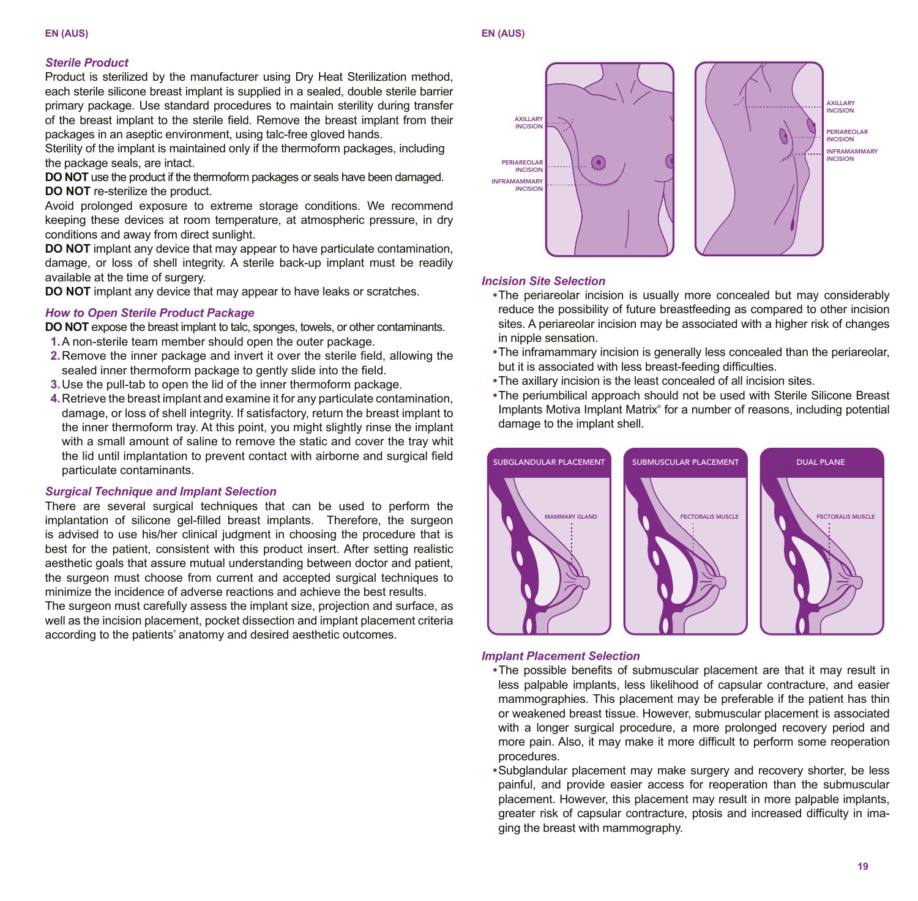### *Sterile Product*

Product is sterilized by the manufacturer using Dry Heat Sterilization method, each sterile silicone breast implant is supplied in a sealed, double sterile barrier primary package. Use standard procedures to maintain sterility during transfer of the breast implant to the sterile field. Remove the breast implant from their packages in an aseptic environment, using talc-free gloved hands.

Sterility of the implant is maintained only if the thermoform packages, including the package seals, are intact.

**DO NOT** use the product if the thermoform packages or seals have been damaged.

**DO NOT** re-sterilize the product.

Avoid prolonged exposure to extreme storage conditions. We recommend keeping these devices at room temperature, at atmospheric pressure, in dry conditions and away from direct sunlight.

**DO NOT** implant any device that may appear to have particulate contamination, damage, or loss of shell integrity. A sterile back-up implant must be readily available at the time of surgery.

**DO NOT** implant any device that may appear to have leaks or scratches.

### *How to Open Sterile Product Package*

**DO NOT** expose the breast implant to talc, sponges, towels, or other contaminants.

1. A non-sterile team member should open the outer package.
2. Remove the inner package and invert it over the sterile field, allowing the sealed inner thermoform package to gently slide into the field.
3. Use the pull-tab to open the lid of the inner thermoform package.
4. Retrieve the breast implant and examine it for any particulate contamination, damage, or loss of shell integrity. If satisfactory, return the breast implant to the inner thermoform tray. At this point, you might slightly rinse the implant with a small amount of saline to remove the static and cover the tray whit the lid until implantation to prevent contact with airborne and surgical field particulate contaminants.

### *Surgical Technique and Implant Selection*

There are several surgical techniques that can be used to perform the implantation of silicone gel-filled breast implants. Therefore, the surgeon is advised to use his/her clinical judgment in choosing the procedure that is best for the patient, consistent with this product insert. After setting realistic aesthetic goals that assure mutual understanding between doctor and patient, the surgeon must choose from current and accepted surgical techniques to minimize the incidence of adverse reactions and achieve the best results.

The surgeon must carefully assess the implant size, projection and surface, as well as the incision placement, pocket dissection and implant placement criteria according to the patients' anatomy and desired aesthetic outcomes.

AXILLARY INCISION
PERIAREOLAR INCISION
INFRAMAMMARY INCISION

### *Incision Site Selection*

- The periareolar incision is usually more concealed but may considerably reduce the possibility of future breastfeeding as compared to other incision sites. A periareolar incision may be associated with a higher risk of changes in nipple sensation.
- The inframammary incision is generally less concealed than the periareolar, but it is associated with less breast-feeding difficulties.
- The axillary incision is the least concealed of all incision sites.
- The periumbilical approach should not be used with Sterile Silicone Breast Implants Motiva Implant Matrix® for a number of reasons, including potential damage to the implant shell.

SUBGLANDULAR PLACEMENT — MAMMARY GLAND
SUBMUSCULAR PLACEMENT — PECTORALIS MUSCLE
DUAL PLANE — PECTORALIS MUSCLE

### *Implant Placement Selection*

- The possible benefits of submuscular placement are that it may result in less palpable implants, less likelihood of capsular contracture, and easier mammographies. This placement may be preferable if the patient has thin or weakened breast tissue. However, submuscular placement is associated with a longer surgical procedure, a more prolonged recovery period and more pain. Also, it may make it more difficult to perform some reoperation procedures.
- Subglandular placement may make surgery and recovery shorter, be less painful, and provide easier access for reoperation than the submuscular placement. However, this placement may result in more palpable implants, greater risk of capsular contracture, ptosis and increased difficulty in imaging the breast with mammography.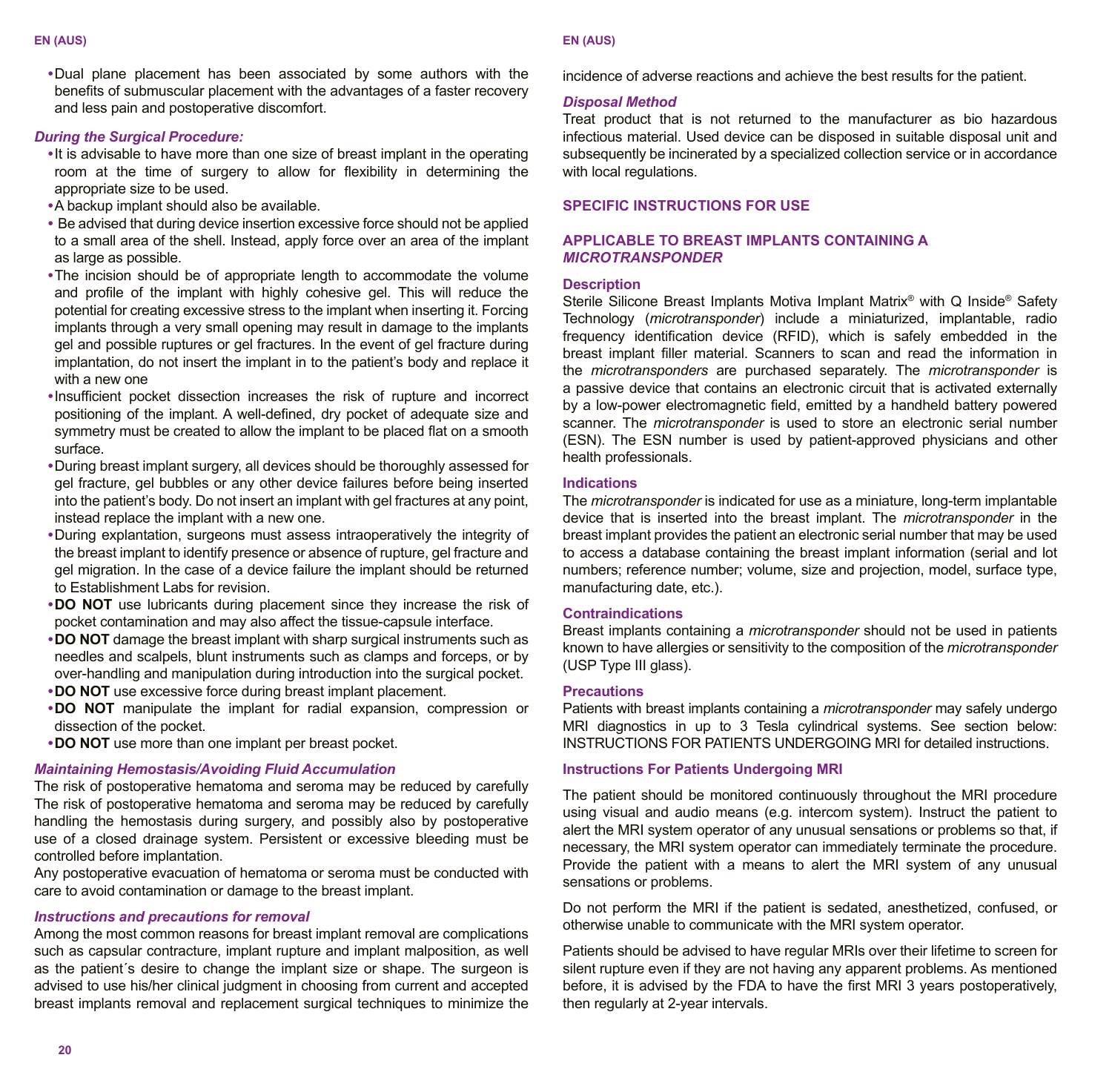- Dual plane placement has been associated by some authors with the benefits of submuscular placement with the advantages of a faster recovery and less pain and postoperative discomfort.

*During the Surgical Procedure:*

- It is advisable to have more than one size of breast implant in the operating room at the time of surgery to allow for flexibility in determining the appropriate size to be used.
- A backup implant should also be available.
- Be advised that during device insertion excessive force should not be applied to a small area of the shell. Instead, apply force over an area of the implant as large as possible.
- The incision should be of appropriate length to accommodate the volume and profile of the implant with highly cohesive gel. This will reduce the potential for creating excessive stress to the implant when inserting it. Forcing implants through a very small opening may result in damage to the implants gel and possible ruptures or gel fractures. In the event of gel fracture during implantation, do not insert the implant in to the patient's body and replace it with a new one
- Insufficient pocket dissection increases the risk of rupture and incorrect positioning of the implant. A well-defined, dry pocket of adequate size and symmetry must be created to allow the implant to be placed flat on a smooth surface.
- During breast implant surgery, all devices should be thoroughly assessed for gel fracture, gel bubbles or any other device failures before being inserted into the patient's body. Do not insert an implant with gel fractures at any point, instead replace the implant with a new one.
- During explantation, surgeons must assess intraoperatively the integrity of the breast implant to identify presence or absence of rupture, gel fracture and gel migration. In the case of a device failure the implant should be returned to Establishment Labs for revision.
- **DO NOT** use lubricants during placement since they increase the risk of pocket contamination and may also affect the tissue-capsule interface.
- **DO NOT** damage the breast implant with sharp surgical instruments such as needles and scalpels, blunt instruments such as clamps and forceps, or by over-handling and manipulation during introduction into the surgical pocket.
- **DO NOT** use excessive force during breast implant placement.
- **DO NOT** manipulate the implant for radial expansion, compression or dissection of the pocket.
- **DO NOT** use more than one implant per breast pocket.

*Maintaining Hemostasis/Avoiding Fluid Accumulation*

The risk of postoperative hematoma and seroma may be reduced by carefully The risk of postoperative hematoma and seroma may be reduced by carefully handling the hemostasis during surgery, and possibly also by postoperative use of a closed drainage system. Persistent or excessive bleeding must be controlled before implantation.

Any postoperative evacuation of hematoma or seroma must be conducted with care to avoid contamination or damage to the breast implant.

*Instructions and precautions for removal*

Among the most common reasons for breast implant removal are complications such as capsular contracture, implant rupture and implant malposition, as well as the patient´s desire to change the implant size or shape. The surgeon is advised to use his/her clinical judgment in choosing from current and accepted breast implants removal and replacement surgical techniques to minimize the incidence of adverse reactions and achieve the best results for the patient.

*Disposal Method*

Treat product that is not returned to the manufacturer as bio hazardous infectious material. Used device can be disposed in suitable disposal unit and subsequently be incinerated by a specialized collection service or in accordance with local regulations.

## SPECIFIC INSTRUCTIONS FOR USE

## APPLICABLE TO BREAST IMPLANTS CONTAINING A *MICROTRANSPONDER*

### Description

Sterile Silicone Breast Implants Motiva Implant Matrix® with Q Inside® Safety Technology (*microtransponder*) include a miniaturized, implantable, radio frequency identification device (RFID), which is safely embedded in the breast implant filler material. Scanners to scan and read the information in the *microtransponders* are purchased separately. The *microtransponder* is a passive device that contains an electronic circuit that is activated externally by a low-power electromagnetic field, emitted by a handheld battery powered scanner. The *microtransponder* is used to store an electronic serial number (ESN). The ESN number is used by patient-approved physicians and other health professionals.

### Indications

The *microtransponder* is indicated for use as a miniature, long-term implantable device that is inserted into the breast implant. The *microtransponder* in the breast implant provides the patient an electronic serial number that may be used to access a database containing the breast implant information (serial and lot numbers; reference number; volume, size and projection, model, surface type, manufacturing date, etc.).

### Contraindications

Breast implants containing a *microtransponder* should not be used in patients known to have allergies or sensitivity to the composition of the *microtransponder* (USP Type III glass).

### Precautions

Patients with breast implants containing a *microtransponder* may safely undergo MRI diagnostics in up to 3 Tesla cylindrical systems. See section below: INSTRUCTIONS FOR PATIENTS UNDERGOING MRI for detailed instructions.

### Instructions For Patients Undergoing MRI

The patient should be monitored continuously throughout the MRI procedure using visual and audio means (e.g. intercom system). Instruct the patient to alert the MRI system operator of any unusual sensations or problems so that, if necessary, the MRI system operator can immediately terminate the procedure. Provide the patient with a means to alert the MRI system of any unusual sensations or problems.

Do not perform the MRI if the patient is sedated, anesthetized, confused, or otherwise unable to communicate with the MRI system operator.

Patients should be advised to have regular MRIs over their lifetime to screen for silent rupture even if they are not having any apparent problems. As mentioned before, it is advised by the FDA to have the first MRI 3 years postoperatively, then regularly at 2-year intervals.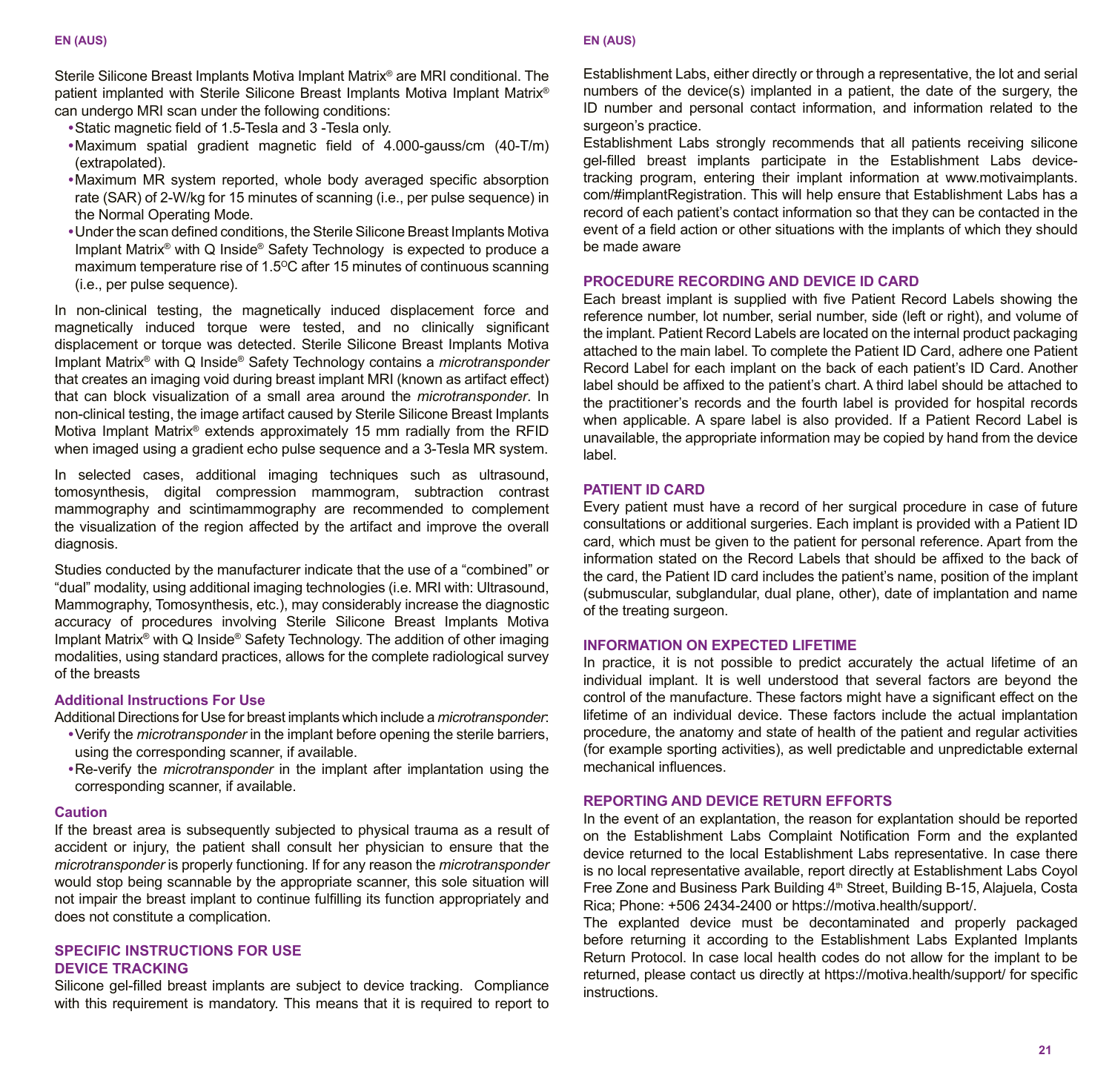Sterile Silicone Breast Implants Motiva Implant Matrix® are MRI conditional. The patient implanted with Sterile Silicone Breast Implants Motiva Implant Matrix® can undergo MRI scan under the following conditions:

- Static magnetic field of 1.5-Tesla and 3 -Tesla only.
- Maximum spatial gradient magnetic field of 4.000-gauss/cm (40-T/m) (extrapolated).
- Maximum MR system reported, whole body averaged specific absorption rate (SAR) of 2-W/kg for 15 minutes of scanning (i.e., per pulse sequence) in the Normal Operating Mode.
- Under the scan defined conditions, the Sterile Silicone Breast Implants Motiva Implant Matrix® with Q Inside® Safety Technology is expected to produce a maximum temperature rise of 1.5°C after 15 minutes of continuous scanning (i.e., per pulse sequence).

In non-clinical testing, the magnetically induced displacement force and magnetically induced torque were tested, and no clinically significant displacement or torque was detected. Sterile Silicone Breast Implants Motiva Implant Matrix® with Q Inside® Safety Technology contains a *microtransponder* that creates an imaging void during breast implant MRI (known as artifact effect) that can block visualization of a small area around the *microtransponder*. In non-clinical testing, the image artifact caused by Sterile Silicone Breast Implants Motiva Implant Matrix® extends approximately 15 mm radially from the RFID when imaged using a gradient echo pulse sequence and a 3-Tesla MR system.

In selected cases, additional imaging techniques such as ultrasound, tomosynthesis, digital compression mammogram, subtraction contrast mammography and scintimammography are recommended to complement the visualization of the region affected by the artifact and improve the overall diagnosis.

Studies conducted by the manufacturer indicate that the use of a "combined" or "dual" modality, using additional imaging technologies (i.e. MRI with: Ultrasound, Mammography, Tomosynthesis, etc.), may considerably increase the diagnostic accuracy of procedures involving Sterile Silicone Breast Implants Motiva Implant Matrix® with Q Inside® Safety Technology. The addition of other imaging modalities, using standard practices, allows for the complete radiological survey of the breasts

### Additional Instructions For Use

Additional Directions for Use for breast implants which include a *microtransponder*:

- Verify the *microtransponder* in the implant before opening the sterile barriers, using the corresponding scanner, if available.
- Re-verify the *microtransponder* in the implant after implantation using the corresponding scanner, if available.

### Caution

If the breast area is subsequently subjected to physical trauma as a result of accident or injury, the patient shall consult her physician to ensure that the *microtransponder* is properly functioning. If for any reason the *microtransponder* would stop being scannable by the appropriate scanner, this sole situation will not impair the breast implant to continue fulfilling its function appropriately and does not constitute a complication.

## SPECIFIC INSTRUCTIONS FOR USE

## DEVICE TRACKING

Silicone gel-filled breast implants are subject to device tracking. Compliance with this requirement is mandatory. This means that it is required to report to Establishment Labs, either directly or through a representative, the lot and serial numbers of the device(s) implanted in a patient, the date of the surgery, the ID number and personal contact information, and information related to the surgeon's practice.

Establishment Labs strongly recommends that all patients receiving silicone gel-filled breast implants participate in the Establishment Labs device-tracking program, entering their implant information at www.motivaimplants.com/#implantRegistration. This will help ensure that Establishment Labs has a record of each patient's contact information so that they can be contacted in the event of a field action or other situations with the implants of which they should be made aware

## PROCEDURE RECORDING AND DEVICE ID CARD

Each breast implant is supplied with five Patient Record Labels showing the reference number, lot number, serial number, side (left or right), and volume of the implant. Patient Record Labels are located on the internal product packaging attached to the main label. To complete the Patient ID Card, adhere one Patient Record Label for each implant on the back of each patient's ID Card. Another label should be affixed to the patient's chart. A third label should be attached to the practitioner's records and the fourth label is provided for hospital records when applicable. A spare label is also provided. If a Patient Record Label is unavailable, the appropriate information may be copied by hand from the device label.

## PATIENT ID CARD

Every patient must have a record of her surgical procedure in case of future consultations or additional surgeries. Each implant is provided with a Patient ID card, which must be given to the patient for personal reference. Apart from the information stated on the Record Labels that should be affixed to the back of the card, the Patient ID card includes the patient's name, position of the implant (submuscular, subglandular, dual plane, other), date of implantation and name of the treating surgeon.

## INFORMATION ON EXPECTED LIFETIME

In practice, it is not possible to predict accurately the actual lifetime of an individual implant. It is well understood that several factors are beyond the control of the manufacture. These factors might have a significant effect on the lifetime of an individual device. These factors include the actual implantation procedure, the anatomy and state of health of the patient and regular activities (for example sporting activities), as well predictable and unpredictable external mechanical influences.

## REPORTING AND DEVICE RETURN EFFORTS

In the event of an explantation, the reason for explantation should be reported on the Establishment Labs Complaint Notification Form and the explanted device returned to the local Establishment Labs representative. In case there is no local representative available, report directly at Establishment Labs Coyol Free Zone and Business Park Building 4th Street, Building B-15, Alajuela, Costa Rica; Phone: +506 2434-2400 or https://motiva.health/support/.

The explanted device must be decontaminated and properly packaged before returning it according to the Establishment Labs Explanted Implants Return Protocol. In case local health codes do not allow for the implant to be returned, please contact us directly at https://motiva.health/support/ for specific instructions.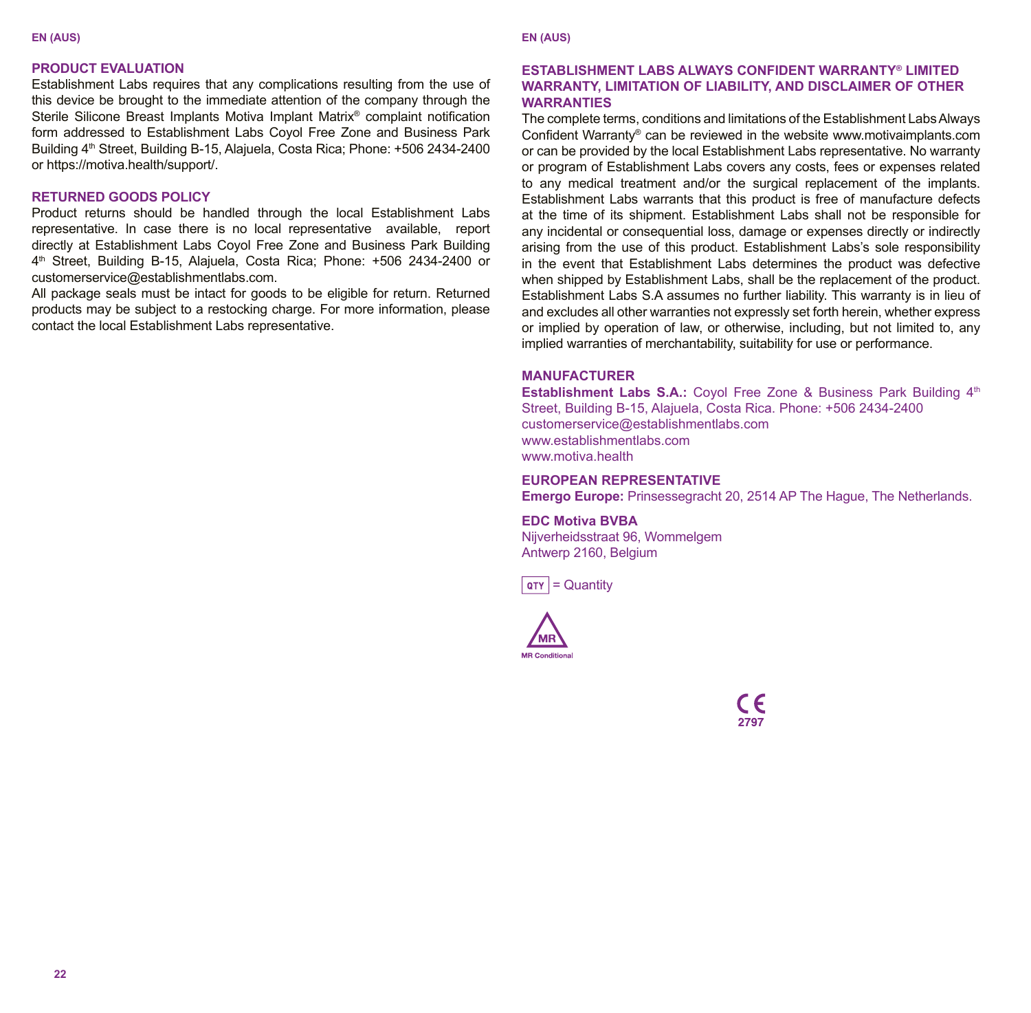## PRODUCT EVALUATION

Establishment Labs requires that any complications resulting from the use of this device be brought to the immediate attention of the company through the Sterile Silicone Breast Implants Motiva Implant Matrix® complaint notification form addressed to Establishment Labs Coyol Free Zone and Business Park Building 4th Street, Building B-15, Alajuela, Costa Rica; Phone: +506 2434-2400 or https://motiva.health/support/.

## RETURNED GOODS POLICY

Product returns should be handled through the local Establishment Labs representative. In case there is no local representative available, report directly at Establishment Labs Coyol Free Zone and Business Park Building 4th Street, Building B-15, Alajuela, Costa Rica; Phone: +506 2434-2400 or customerservice@establishmentlabs.com.

All package seals must be intact for goods to be eligible for return. Returned products may be subject to a restocking charge. For more information, please contact the local Establishment Labs representative.

## ESTABLISHMENT LABS ALWAYS CONFIDENT WARRANTY® LIMITED WARRANTY, LIMITATION OF LIABILITY, AND DISCLAIMER OF OTHER WARRANTIES

The complete terms, conditions and limitations of the Establishment Labs Always Confident Warranty® can be reviewed in the website www.motivaimplants.com or can be provided by the local Establishment Labs representative. No warranty or program of Establishment Labs covers any costs, fees or expenses related to any medical treatment and/or the surgical replacement of the implants. Establishment Labs warrants that this product is free of manufacture defects at the time of its shipment. Establishment Labs shall not be responsible for any incidental or consequential loss, damage or expenses directly or indirectly arising from the use of this product. Establishment Labs's sole responsibility in the event that Establishment Labs determines the product was defective when shipped by Establishment Labs, shall be the replacement of the product. Establishment Labs S.A assumes no further liability. This warranty is in lieu of and excludes all other warranties not expressly set forth herein, whether express or implied by operation of law, or otherwise, including, but not limited to, any implied warranties of merchantability, suitability for use or performance.

## MANUFACTURER

**Establishment Labs S.A.:** Coyol Free Zone & Business Park Building 4th Street, Building B-15, Alajuela, Costa Rica. Phone: +506 2434-2400
customerservice@establishmentlabs.com
www.establishmentlabs.com
www.motiva.health

## EUROPEAN REPRESENTATIVE

**Emergo Europe:** Prinsessegracht 20, 2514 AP The Hague, The Netherlands.

**EDC Motiva BVBA**
Nijverheidsstraat 96, Wommelgem
Antwerp 2160, Belgium

QTY = Quantity

MR Conditional

CE 2797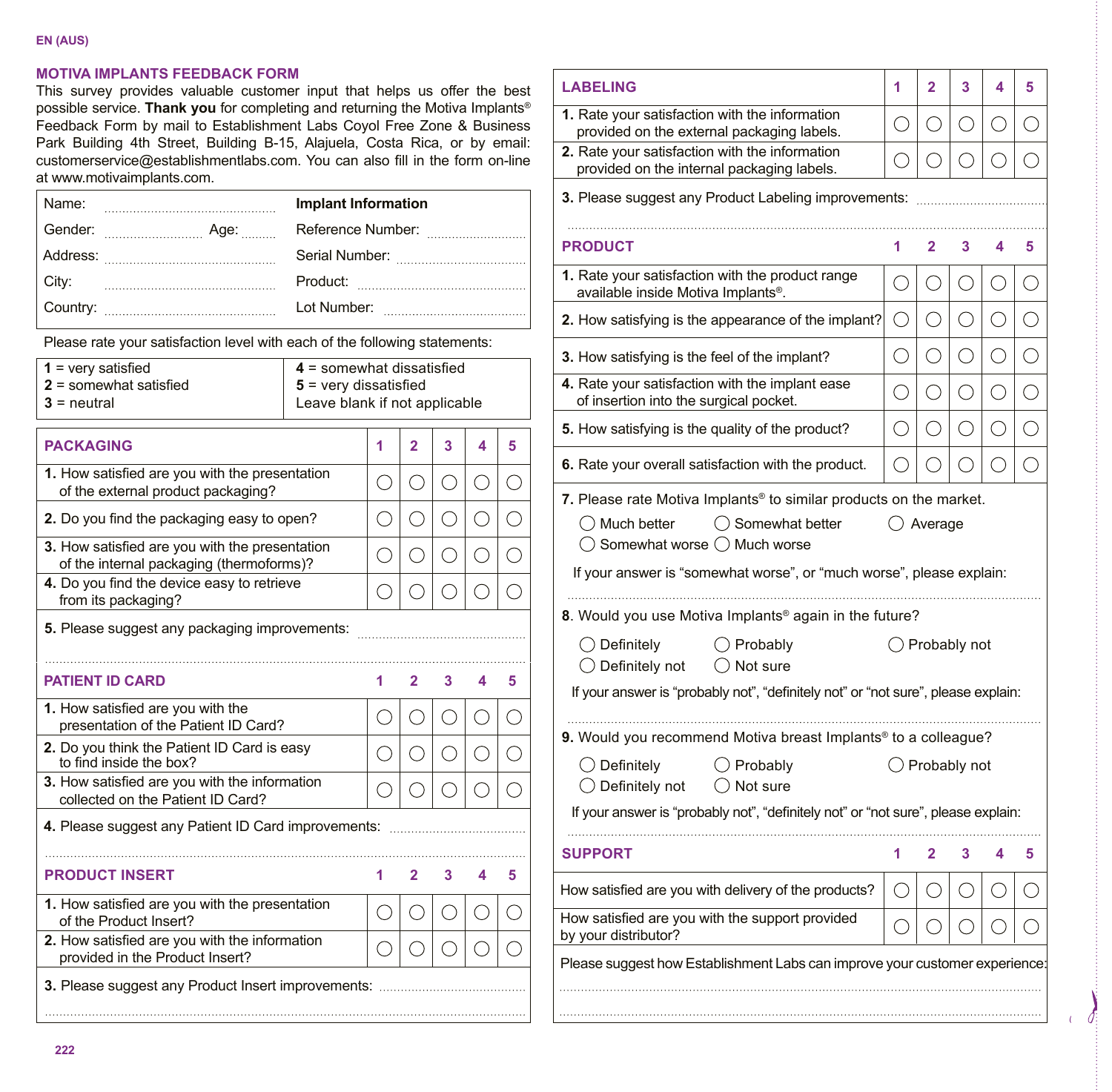EN (AUS)

# MOTIVA IMPLANTS FEEDBACK FORM

This survey provides valuable customer input that helps us offer the best possible service. **Thank you** for completing and returning the Motiva Implants® Feedback Form by mail to Establishment Labs Coyol Free Zone & Business Park Building 4th Street, Building B-15, Alajuela, Costa Rica, or by email: customerservice@establishmentlabs.com. You can also fill in the form on-line at www.motivaimplants.com.

| Name: ............ | **Implant Information** |
|---|---|
| Gender: ............ Age: ............ | Reference Number: ............ |
| Address: ............ | Serial Number: ............ |
| City: ............ | Product: ............ |
| Country: ............ | Lot Number: ............ |

Please rate your satisfaction level with each of the following statements:

| | |
|---|---|
| **1** = very satisfied<br>**2** = somewhat satisfied<br>**3** = neutral | **4** = somewhat dissatisfied<br>**5** = very dissatisfied<br>Leave blank if not applicable |

| PACKAGING | 1 | 2 | 3 | 4 | 5 |
|---|---|---|---|---|---|
| **1.** How satisfied are you with the presentation of the external product packaging? | ◯ | ◯ | ◯ | ◯ | ◯ |
| **2.** Do you find the packaging easy to open? | ◯ | ◯ | ◯ | ◯ | ◯ |
| **3.** How satisfied are you with the presentation of the internal packaging (thermoforms)? | ◯ | ◯ | ◯ | ◯ | ◯ |
| **4.** Do you find the device easy to retrieve from its packaging? | ◯ | ◯ | ◯ | ◯ | ◯ |

**5.** Please suggest any packaging improvements: ............

| PATIENT ID CARD | 1 | 2 | 3 | 4 | 5 |
|---|---|---|---|---|---|
| **1.** How satisfied are you with the presentation of the Patient ID Card? | ◯ | ◯ | ◯ | ◯ | ◯ |
| **2.** Do you think the Patient ID Card is easy to find inside the box? | ◯ | ◯ | ◯ | ◯ | ◯ |
| **3.** How satisfied are you with the information collected on the Patient ID Card? | ◯ | ◯ | ◯ | ◯ | ◯ |

**4.** Please suggest any Patient ID Card improvements: ............

| PRODUCT INSERT | 1 | 2 | 3 | 4 | 5 |
|---|---|---|---|---|---|
| **1.** How satisfied are you with the presentation of the Product Insert? | ◯ | ◯ | ◯ | ◯ | ◯ |
| **2.** How satisfied are you with the information provided in the Product Insert? | ◯ | ◯ | ◯ | ◯ | ◯ |

**3.** Please suggest any Product Insert improvements: ............

| LABELING | 1 | 2 | 3 | 4 | 5 |
|---|---|---|---|---|---|
| **1.** Rate your satisfaction with the information provided on the external packaging labels. | ◯ | ◯ | ◯ | ◯ | ◯ |
| **2.** Rate your satisfaction with the information provided on the internal packaging labels. | ◯ | ◯ | ◯ | ◯ | ◯ |

**3.** Please suggest any Product Labeling improvements: ............

| PRODUCT | 1 | 2 | 3 | 4 | 5 |
|---|---|---|---|---|---|
| **1.** Rate your satisfaction with the product range available inside Motiva Implants®. | ◯ | ◯ | ◯ | ◯ | ◯ |
| **2.** How satisfying is the appearance of the implant? | ◯ | ◯ | ◯ | ◯ | ◯ |
| **3.** How satisfying is the feel of the implant? | ◯ | ◯ | ◯ | ◯ | ◯ |
| **4.** Rate your satisfaction with the implant ease of insertion into the surgical pocket. | ◯ | ◯ | ◯ | ◯ | ◯ |
| **5.** How satisfying is the quality of the product? | ◯ | ◯ | ◯ | ◯ | ◯ |
| **6.** Rate your overall satisfaction with the product. | ◯ | ◯ | ◯ | ◯ | ◯ |

**7.** Please rate Motiva Implants® to similar products on the market.

◯ Much better ◯ Somewhat better ◯ Average
◯ Somewhat worse ◯ Much worse

If your answer is “somewhat worse”, or “much worse”, please explain: ............

**8.** Would you use Motiva Implants® again in the future?

◯ Definitely ◯ Probably ◯ Probably not
◯ Definitely not ◯ Not sure

If your answer is “probably not”, “definitely not” or “not sure”, please explain: ............

**9.** Would you recommend Motiva breast Implants® to a colleague?

◯ Definitely ◯ Probably ◯ Probably not
◯ Definitely not ◯ Not sure

If your answer is “probably not”, “definitely not” or “not sure”, please explain: ............

| SUPPORT | 1 | 2 | 3 | 4 | 5 |
|---|---|---|---|---|---|
| How satisfied are you with delivery of the products? | ◯ | ◯ | ◯ | ◯ | ◯ |
| How satisfied are you with the support provided by your distributor? | ◯ | ◯ | ◯ | ◯ | ◯ |

Please suggest how Establishment Labs can improve your customer experience: ............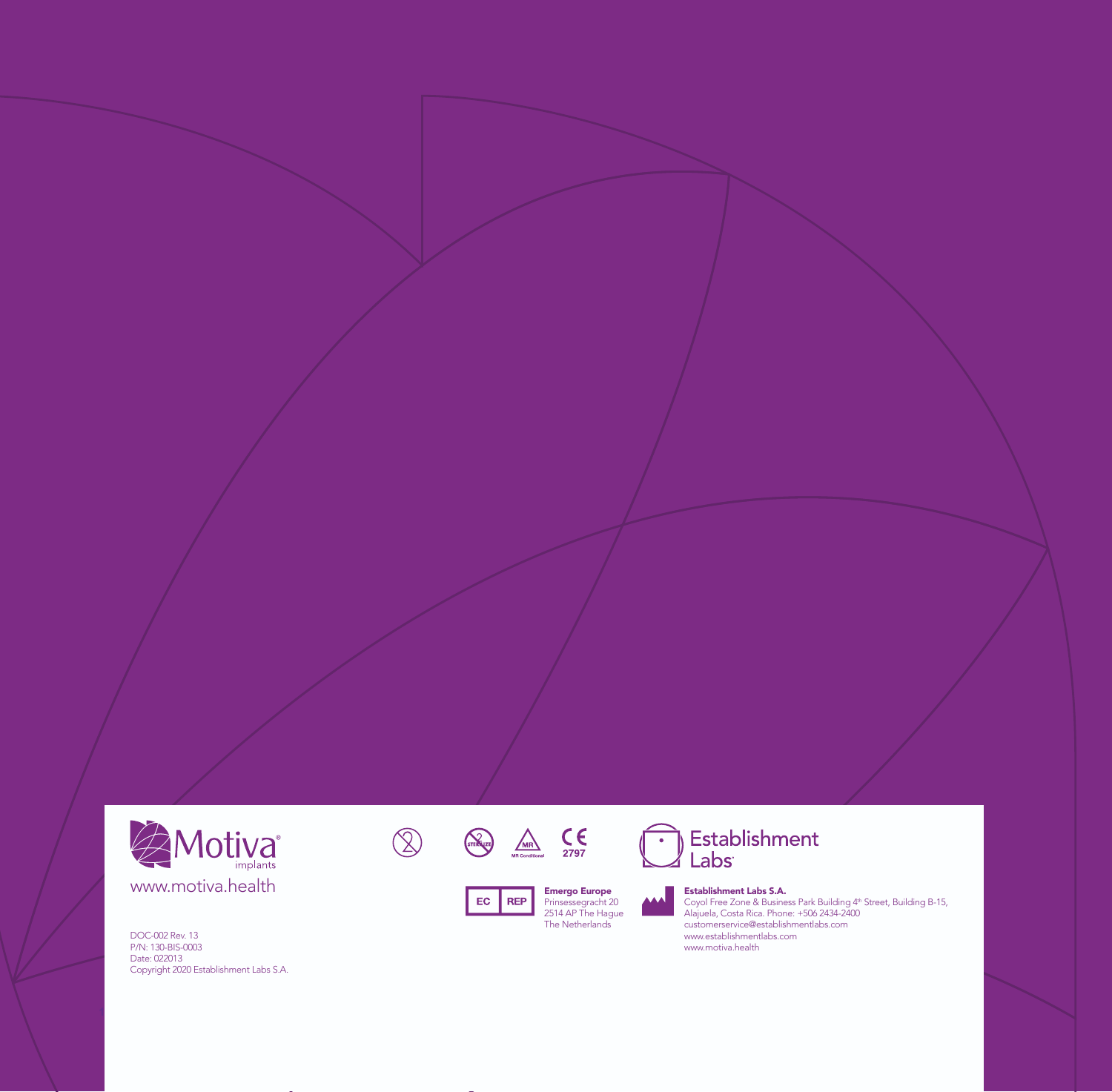Motiva® implants

www.motiva.health

DOC-002 Rev. 13
P/N: 130-BIS-0003
Date: 022013
Copyright 2020 Establishment Labs S.A.

STERILIZE

MR
MR Conditional

CE
2797

EC REP

**Emergo Europe**
Prinsessegracht 20
2514 AP The Hague
The Netherlands

Establishment Labs

**Establishment Labs S.A.**
Coyol Free Zone & Business Park Building 4th Street, Building B-15,
Alajuela, Costa Rica. Phone: +506 2434-2400
customerservice@establishmentlabs.com
www.establishmentlabs.com
www.motiva.health